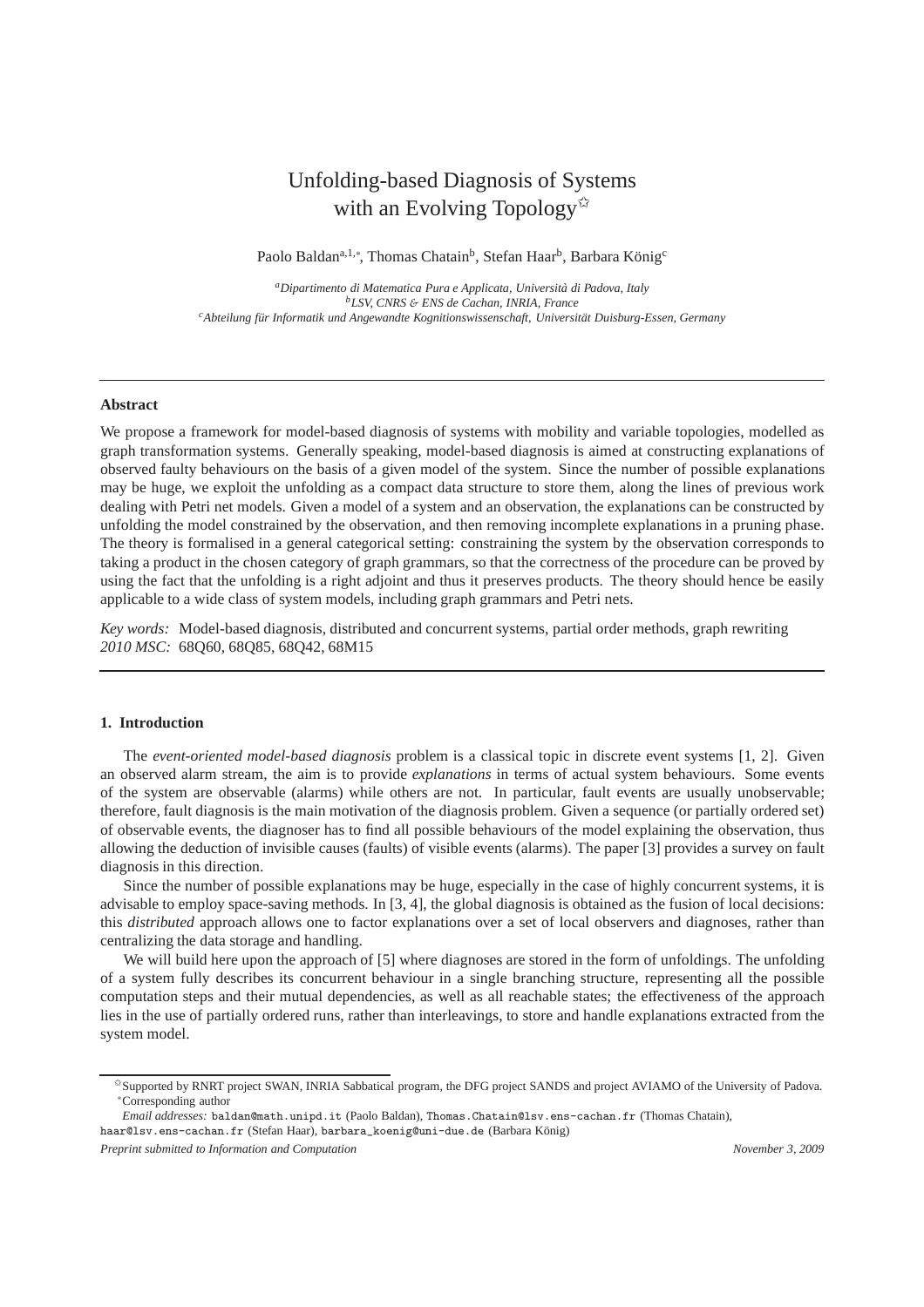# Unfolding-based Diagnosis of Systems with an Evolving Topology[☆]

Paolo Baldan[a,1,*], Thomas Chatain[b], Stefan Haar[b], Barbara König[c]

[a] *Dipartimento di Matematica Pura e Applicata, Università di Padova, Italy*
[b] *LSV, CNRS & ENS de Cachan, INRIA, France*
[c] *Abteilung für Informatik und Angewandte Kognitionswissenschaft, Universität Duisburg-Essen, Germany*

---

**Abstract**

We propose a framework for model-based diagnosis of systems with mobility and variable topologies, modelled as graph transformation systems. Generally speaking, model-based diagnosis is aimed at constructing explanations of observed faulty behaviours on the basis of a given model of the system. Since the number of possible explanations may be huge, we exploit the unfolding as a compact data structure to store them, along the lines of previous work dealing with Petri net models. Given a model of a system and an observation, the explanations can be constructed by unfolding the model constrained by the observation, and then removing incomplete explanations in a pruning phase. The theory is formalised in a general categorical setting: constraining the system by the observation corresponds to taking a product in the chosen category of graph grammars, so that the correctness of the procedure can be proved by using the fact that the unfolding is a right adjoint and thus it preserves products. The theory should hence be easily applicable to a wide class of system models, including graph grammars and Petri nets.

*Key words:* Model-based diagnosis, distributed and concurrent systems, partial order methods, graph rewriting
*2010 MSC:* 68Q60, 68Q85, 68Q42, 68M15

---

## 1. Introduction

The *event-oriented model-based diagnosis* problem is a classical topic in discrete event systems [1, 2]. Given an observed alarm stream, the aim is to provide *explanations* in terms of actual system behaviours. Some events of the system are observable (alarms) while others are not. In particular, fault events are usually unobservable; therefore, fault diagnosis is the main motivation of the diagnosis problem. Given a sequence (or partially ordered set) of observable events, the diagnoser has to find all possible behaviours of the model explaining the observation, thus allowing the deduction of invisible causes (faults) of visible events (alarms). The paper [3] provides a survey on fault diagnosis in this direction.

Since the number of possible explanations may be huge, especially in the case of highly concurrent systems, it is advisable to employ space-saving methods. In [3, 4], the global diagnosis is obtained as the fusion of local decisions: this *distributed* approach allows one to factor explanations over a set of local observers and diagnoses, rather than centralizing the data storage and handling.

We will build here upon the approach of [5] where diagnoses are stored in the form of unfoldings. The unfolding of a system fully describes its concurrent behaviour in a single branching structure, representing all the possible computation steps and their mutual dependencies, as well as all reachable states; the effectiveness of the approach lies in the use of partially ordered runs, rather than interleavings, to store and handle explanations extracted from the system model.

---

[☆] Supported by RNRT project SWAN, INRIA Sabbatical program, the DFG project SANDS and project AVIAMO of the University of Padova.
[*] Corresponding author

*Email addresses:* baldan@math.unipd.it (Paolo Baldan), Thomas.Chatain@lsv.ens-cachan.fr (Thomas Chatain), haar@lsv.ens-cachan.fr (Stefan Haar), barbara_koenig@uni-due.de (Barbara König)

*Preprint submitted to Information and Computation* *November 3, 2009*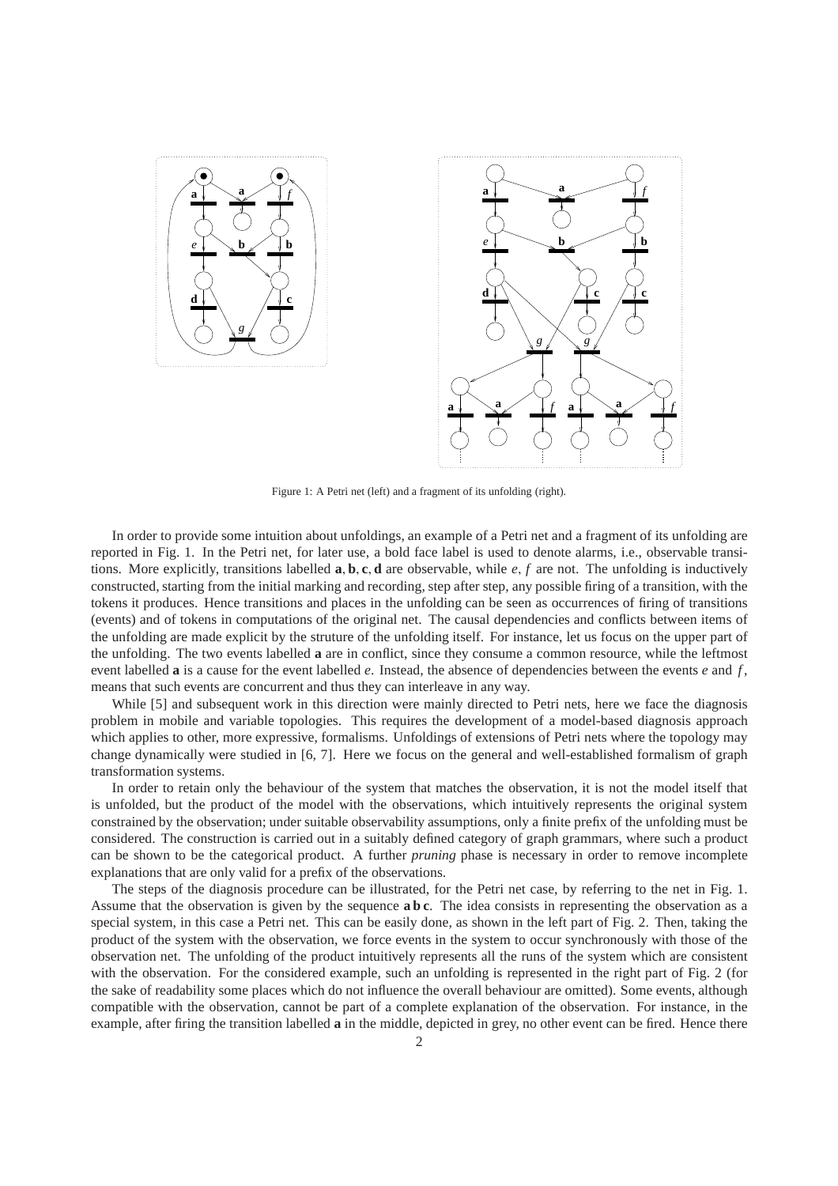Figure 1: A Petri net (left) and a fragment of its unfolding (right).

In order to provide some intuition about unfoldings, an example of a Petri net and a fragment of its unfolding are reported in Fig. 1. In the Petri net, for later use, a bold face label is used to denote alarms, i.e., observable transitions. More explicitly, transitions labelled **a**, **b**, **c**, **d** are observable, while $e$, $f$ are not. The unfolding is inductively constructed, starting from the initial marking and recording, step after step, any possible firing of a transition, with the tokens it produces. Hence transitions and places in the unfolding can be seen as occurrences of firing of transitions (events) and of tokens in computations of the original net. The causal dependencies and conflicts between items of the unfolding are made explicit by the struture of the unfolding itself. For instance, let us focus on the upper part of the unfolding. The two events labelled **a** are in conflict, since they consume a common resource, while the leftmost event labelled **a** is a cause for the event labelled $e$. Instead, the absence of dependencies between the events $e$ and $f$, means that such events are concurrent and thus they can interleave in any way.

While [5] and subsequent work in this direction were mainly directed to Petri nets, here we face the diagnosis problem in mobile and variable topologies. This requires the development of a model-based diagnosis approach which applies to other, more expressive, formalisms. Unfoldings of extensions of Petri nets where the topology may change dynamically were studied in [6, 7]. Here we focus on the general and well-established formalism of graph transformation systems.

In order to retain only the behaviour of the system that matches the observation, it is not the model itself that is unfolded, but the product of the model with the observations, which intuitively represents the original system constrained by the observation; under suitable observability assumptions, only a finite prefix of the unfolding must be considered. The construction is carried out in a suitably defined category of graph grammars, where such a product can be shown to be the categorical product. A further *pruning* phase is necessary in order to remove incomplete explanations that are only valid for a prefix of the observations.

The steps of the diagnosis procedure can be illustrated, for the Petri net case, by referring to the net in Fig. 1. Assume that the observation is given by the sequence **a b c**. The idea consists in representing the observation as a special system, in this case a Petri net. This can be easily done, as shown in the left part of Fig. 2. Then, taking the product of the system with the observation, we force events in the system to occur synchronously with those of the observation net. The unfolding of the product intuitively represents all the runs of the system which are consistent with the observation. For the considered example, such an unfolding is represented in the right part of Fig. 2 (for the sake of readability some places which do not influence the overall behaviour are omitted). Some events, although compatible with the observation, cannot be part of a complete explanation of the observation. For instance, in the example, after firing the transition labelled **a** in the middle, depicted in grey, no other event can be fired. Hence there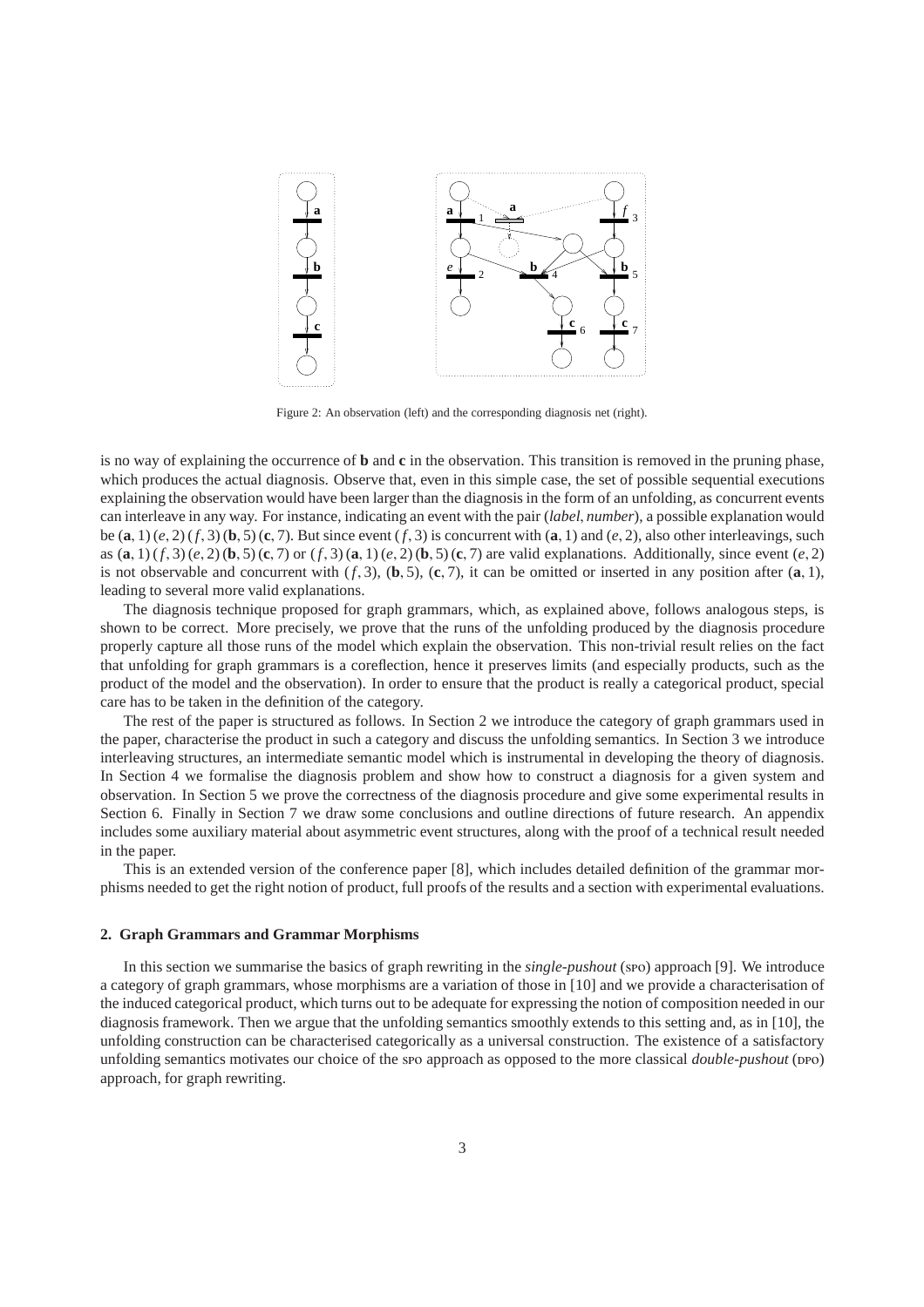Figure 2: An observation (left) and the corresponding diagnosis net (right).

is no way of explaining the occurrence of **b** and **c** in the observation. This transition is removed in the pruning phase, which produces the actual diagnosis. Observe that, even in this simple case, the set of possible sequential executions explaining the observation would have been larger than the diagnosis in the form of an unfolding, as concurrent events can interleave in any way. For instance, indicating an event with the pair (*label*, *number*), a possible explanation would be $(\mathbf{a}, 1)\,(e, 2)\,(f, 3)\,(\mathbf{b}, 5)\,(\mathbf{c}, 7)$. But since event $(f, 3)$ is concurrent with $(\mathbf{a}, 1)$ and $(e, 2)$, also other interleavings, such as $(\mathbf{a}, 1)\,(f, 3)\,(e, 2)\,(\mathbf{b}, 5)\,(\mathbf{c}, 7)$ or $(f, 3)\,(\mathbf{a}, 1)\,(e, 2)\,(\mathbf{b}, 5)\,(\mathbf{c}, 7)$ are valid explanations. Additionally, since event $(e, 2)$ is not observable and concurrent with $(f, 3)$, $(\mathbf{b}, 5)$, $(\mathbf{c}, 7)$, it can be omitted or inserted in any position after $(\mathbf{a}, 1)$, leading to several more valid explanations.

The diagnosis technique proposed for graph grammars, which, as explained above, follows analogous steps, is shown to be correct. More precisely, we prove that the runs of the unfolding produced by the diagnosis procedure properly capture all those runs of the model which explain the observation. This non-trivial result relies on the fact that unfolding for graph grammars is a coreflection, hence it preserves limits (and especially products, such as the product of the model and the observation). In order to ensure that the product is really a categorical product, special care has to be taken in the definition of the category.

The rest of the paper is structured as follows. In Section 2 we introduce the category of graph grammars used in the paper, characterise the product in such a category and discuss the unfolding semantics. In Section 3 we introduce interleaving structures, an intermediate semantic model which is instrumental in developing the theory of diagnosis. In Section 4 we formalise the diagnosis problem and show how to construct a diagnosis for a given system and observation. In Section 5 we prove the correctness of the diagnosis procedure and give some experimental results in Section 6. Finally in Section 7 we draw some conclusions and outline directions of future research. An appendix includes some auxiliary material about asymmetric event structures, along with the proof of a technical result needed in the paper.

This is an extended version of the conference paper [8], which includes detailed definition of the grammar morphisms needed to get the right notion of product, full proofs of the results and a section with experimental evaluations.

## 2. Graph Grammars and Grammar Morphisms

In this section we summarise the basics of graph rewriting in the *single-pushout* (spo) approach [9]. We introduce a category of graph grammars, whose morphisms are a variation of those in [10] and we provide a characterisation of the induced categorical product, which turns out to be adequate for expressing the notion of composition needed in our diagnosis framework. Then we argue that the unfolding semantics smoothly extends to this setting and, as in [10], the unfolding construction can be characterised categorically as a universal construction. The existence of a satisfactory unfolding semantics motivates our choice of the spo approach as opposed to the more classical *double-pushout* (dpo) approach, for graph rewriting.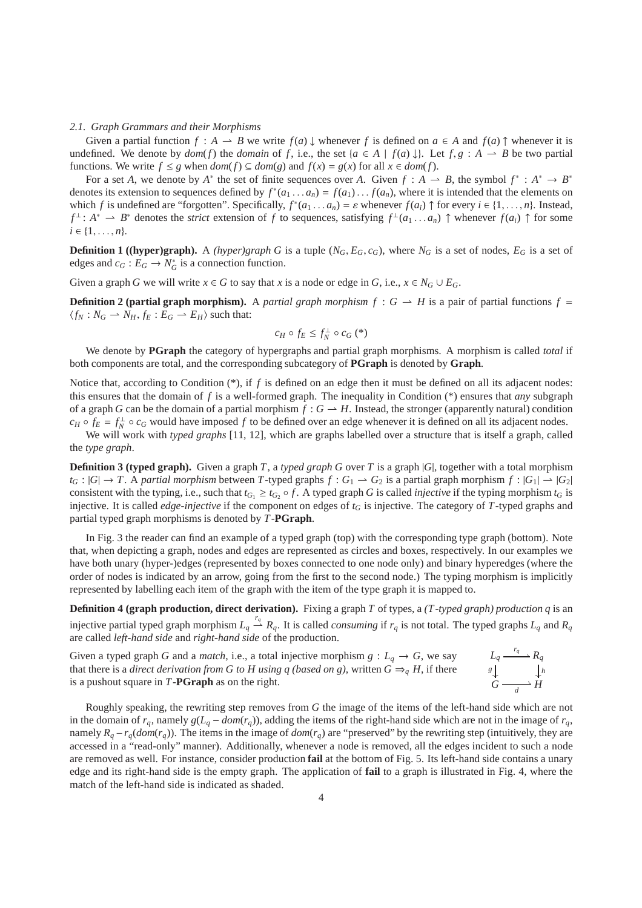### 2.1. Graph Grammars and their Morphisms

Given a partial function $f : A \rightharpoonup B$ we write $f(a)\downarrow$ whenever $f$ is defined on $a \in A$ and $f(a)\uparrow$ whenever it is undefined. We denote by $dom(f)$ the *domain* of $f$, i.e., the set $\{a \in A \mid f(a)\downarrow\}$. Let $f, g : A \rightharpoonup B$ be two partial functions. We write $f \leq g$ when $dom(f) \subseteq dom(g)$ and $f(x) = g(x)$ for all $x \in dom(f)$.

For a set $A$, we denote by $A^*$ the set of finite sequences over $A$. Given $f : A \rightharpoonup B$, the symbol $f^* : A^* \to B^*$ denotes its extension to sequences defined by $f^*(a_1 \ldots a_n) = f(a_1) \ldots f(a_n)$, where it is intended that the elements on which $f$ is undefined are "forgotten". Specifically, $f^*(a_1 \ldots a_n) = \varepsilon$ whenever $f(a_i)\uparrow$ for every $i \in \{1, \ldots, n\}$. Instead, $f^\perp : A^* \rightharpoonup B^*$ denotes the *strict* extension of $f$ to sequences, satisfying $f^\perp(a_1 \ldots a_n)\uparrow$ whenever $f(a_i)\uparrow$ for some $i \in \{1, \ldots, n\}$.

**Definition 1 ((hyper)graph).** A *(hyper)graph* $G$ is a tuple $(N_G, E_G, c_G)$, where $N_G$ is a set of nodes, $E_G$ is a set of edges and $c_G : E_G \to N_G^*$ is a connection function.

Given a graph $G$ we will write $x \in G$ to say that $x$ is a node or edge in $G$, i.e., $x \in N_G \cup E_G$.

**Definition 2 (partial graph morphism).** A *partial graph morphism* $f : G \rightharpoonup H$ is a pair of partial functions $f = \langle f_N : N_G \rightharpoonup N_H, f_E : E_G \rightharpoonup E_H \rangle$ such that:

$$c_H \circ f_E \leq f_N^\perp \circ c_G \;(*)$$

We denote by **PGraph** the category of hypergraphs and partial graph morphisms. A morphism is called *total* if both components are total, and the corresponding subcategory of **PGraph** is denoted by **Graph**.

Notice that, according to Condition (*), if $f$ is defined on an edge then it must be defined on all its adjacent nodes: this ensures that the domain of $f$ is a well-formed graph. The inequality in Condition (*) ensures that *any* subgraph of a graph $G$ can be the domain of a partial morphism $f : G \rightharpoonup H$. Instead, the stronger (apparently natural) condition $c_H \circ f_E = f_N^\perp \circ c_G$ would have imposed $f$ to be defined over an edge whenever it is defined on all its adjacent nodes.

We will work with *typed graphs* [11, 12], which are graphs labelled over a structure that is itself a graph, called the *type graph*.

**Definition 3 (typed graph).** Given a graph $T$, a *typed graph* $G$ over $T$ is a graph $|G|$, together with a total morphism $t_G : |G| \to T$. A *partial morphism* between $T$-typed graphs $f : G_1 \rightharpoonup G_2$ is a partial graph morphism $f : |G_1| \rightharpoonup |G_2|$ consistent with the typing, i.e., such that $t_{G_1} \geq t_{G_2} \circ f$. A typed graph $G$ is called *injective* if the typing morphism $t_G$ is injective. It is called *edge-injective* if the component on edges of $t_G$ is injective. The category of $T$-typed graphs and partial typed graph morphisms is denoted by $T$-**PGraph**.

In Fig. 3 the reader can find an example of a typed graph (top) with the corresponding type graph (bottom). Note that, when depicting a graph, nodes and edges are represented as circles and boxes, respectively. In our examples we have both unary (hyper-)edges (represented by boxes connected to one node only) and binary hyperedges (where the order of nodes is indicated by an arrow, going from the first to the second node.) The typing morphism is implicitly represented by labelling each item of the graph with the item of the type graph it is mapped to.

**Definition 4 (graph production, direct derivation).** Fixing a graph $T$ of types, a *(T-typed graph) production* $q$ is an injective partial typed graph morphism $L_q \xrightharpoonup{r_q} R_q$. It is called *consuming* if $r_q$ is not total. The typed graphs $L_q$ and $R_q$ are called *left-hand side* and *right-hand side* of the production.

Given a typed graph $G$ and a *match*, i.e., a total injective morphism $g : L_q \to G$, we say that there is a *direct derivation from G to H using q (based on g)*, written $G \Rightarrow_q H$, if there is a pushout square in $T$-**PGraph** as on the right.

$$\begin{array}{ccc} L_q & \xrightharpoonup{r_q} & R_q \\ {\scriptstyle g}\downarrow & & \downarrow{\scriptstyle h} \\ G & \xrightharpoonup[d]{} & H \end{array}$$

Roughly speaking, the rewriting step removes from $G$ the image of the items of the left-hand side which are not in the domain of $r_q$, namely $g(L_q - dom(r_q))$, adding the items of the right-hand side which are not in the image of $r_q$, namely $R_q - r_q(dom(r_q))$. The items in the image of $dom(r_q)$ are "preserved" by the rewriting step (intuitively, they are accessed in a "read-only" manner). Additionally, whenever a node is removed, all the edges incident to such a node are removed as well. For instance, consider production **fail** at the bottom of Fig. 5. Its left-hand side contains a unary edge and its right-hand side is the empty graph. The application of **fail** to a graph is illustrated in Fig. 4, where the match of the left-hand side is indicated as shaded.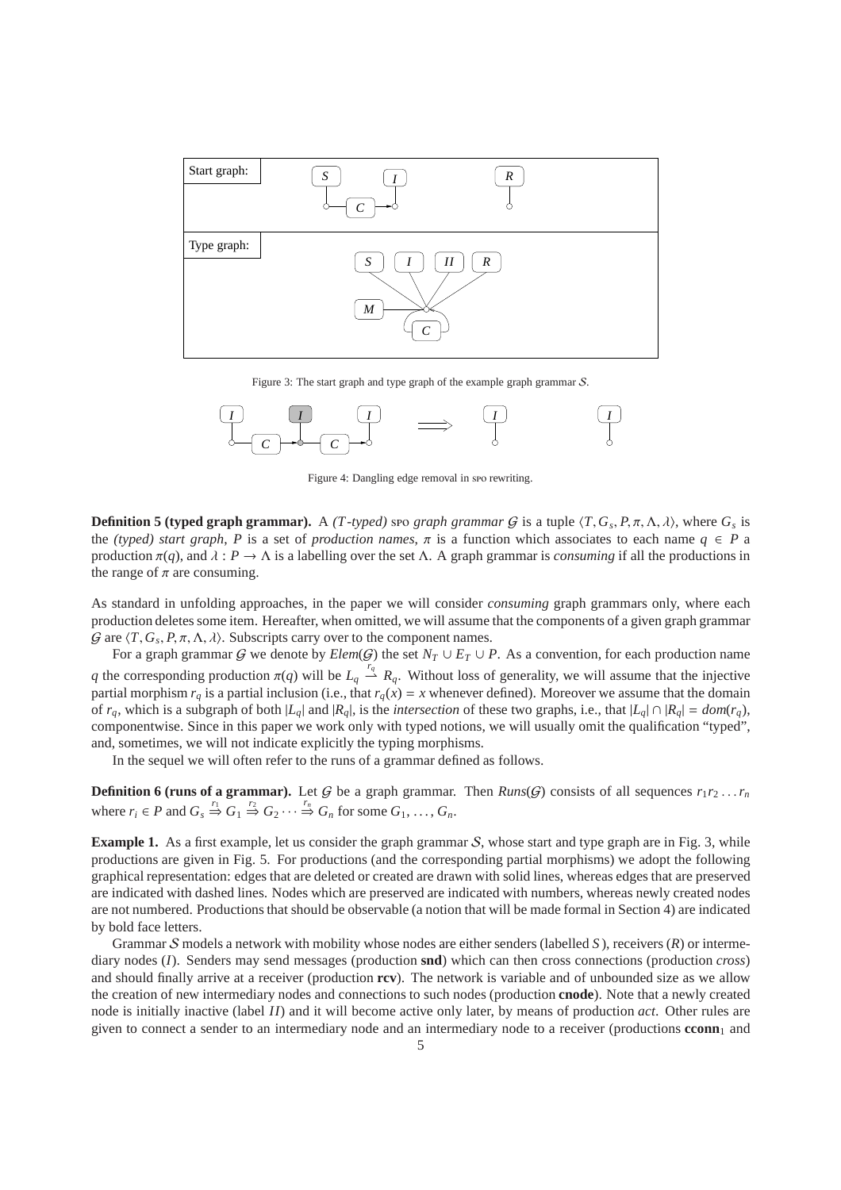Figure 3: The start graph and type graph of the example graph grammar $\mathcal{S}$.

Figure 4: Dangling edge removal in SPO rewriting.

**Definition 5 (typed graph grammar).** A *(T-typed)* SPO *graph grammar* $\mathcal{G}$ is a tuple $\langle T, G_s, P, \pi, \Lambda, \lambda \rangle$, where $G_s$ is the *(typed) start graph*, $P$ is a set of *production names*, $\pi$ is a function which associates to each name $q \in P$ a production $\pi(q)$, and $\lambda : P \to \Lambda$ is a labelling over the set $\Lambda$. A graph grammar is *consuming* if all the productions in the range of $\pi$ are consuming.

As standard in unfolding approaches, in the paper we will consider *consuming* graph grammars only, where each production deletes some item. Hereafter, when omitted, we will assume that the components of a given graph grammar $\mathcal{G}$ are $\langle T, G_s, P, \pi, \Lambda, \lambda \rangle$. Subscripts carry over to the component names.

For a graph grammar $\mathcal{G}$ we denote by $Elem(\mathcal{G})$ the set $N_T \cup E_T \cup P$. As a convention, for each production name $q$ the corresponding production $\pi(q)$ will be $L_q \xrightarrow{r_q} R_q$. Without loss of generality, we will assume that the injective partial morphism $r_q$ is a partial inclusion (i.e., that $r_q(x) = x$ whenever defined). Moreover we assume that the domain of $r_q$, which is a subgraph of both $|L_q|$ and $|R_q|$, is the *intersection* of these two graphs, i.e., that $|L_q| \cap |R_q| = dom(r_q)$, componentwise. Since in this paper we work only with typed notions, we will usually omit the qualification "typed", and, sometimes, we will not indicate explicitly the typing morphisms.

In the sequel we will often refer to the runs of a grammar defined as follows.

**Definition 6 (runs of a grammar).** Let $\mathcal{G}$ be a graph grammar. Then $Runs(\mathcal{G})$ consists of all sequences $r_1 r_2 \ldots r_n$ where $r_i \in P$ and $G_s \overset{r_1}{\Rightarrow} G_1 \overset{r_2}{\Rightarrow} G_2 \cdots \overset{r_n}{\Rightarrow} G_n$ for some $G_1, \ldots, G_n$.

**Example 1.** As a first example, let us consider the graph grammar $\mathcal{S}$, whose start and type graph are in Fig. 3, while productions are given in Fig. 5. For productions (and the corresponding partial morphisms) we adopt the following graphical representation: edges that are deleted or created are drawn with solid lines, whereas edges that are preserved are indicated with dashed lines. Nodes which are preserved are indicated with numbers, whereas newly created nodes are not numbered. Productions that should be observable (a notion that will be made formal in Section 4) are indicated by bold face letters.

Grammar $\mathcal{S}$ models a network with mobility whose nodes are either senders (labelled $S$), receivers ($R$) or intermediary nodes ($I$). Senders may send messages (production **snd**) which can then cross connections (production *cross*) and should finally arrive at a receiver (production **rcv**). The network is variable and of unbounded size as we allow the creation of new intermediary nodes and connections to such nodes (production **cnode**). Note that a newly created node is initially inactive (label $II$) and it will become active only later, by means of production *act*. Other rules are given to connect a sender to an intermediary node and an intermediary node to a receiver (productions $\textbf{cconn}_1$ and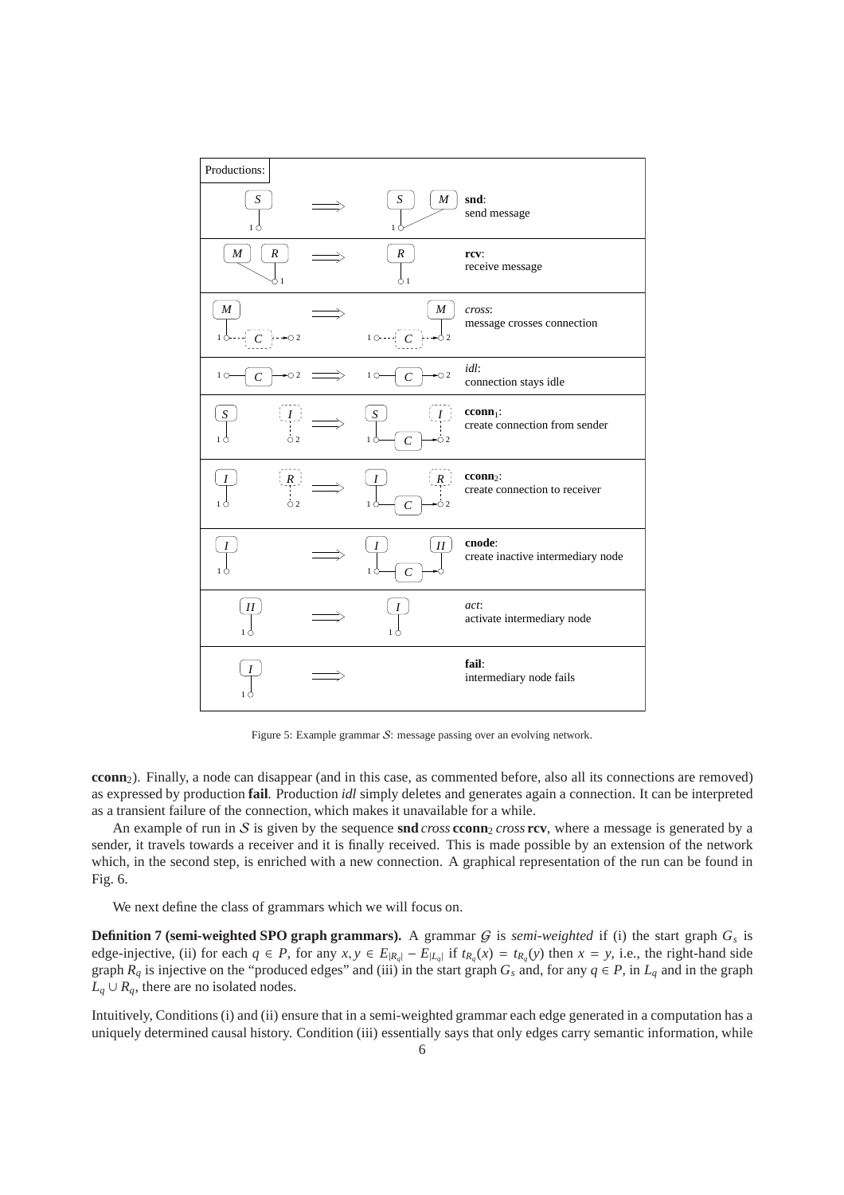Figure 5: Example grammar $\mathcal{S}$: message passing over an evolving network.

**cconn**$_2$). Finally, a node can disappear (and in this case, as commented before, also all its connections are removed) as expressed by production **fail**. Production *idl* simply deletes and generates again a connection. It can be interpreted as a transient failure of the connection, which makes it unavailable for a while.

An example of run in $\mathcal{S}$ is given by the sequence **snd** *cross* **cconn**$_2$ *cross* **rcv**, where a message is generated by a sender, it travels towards a receiver and it is finally received. This is made possible by an extension of the network which, in the second step, is enriched with a new connection. A graphical representation of the run can be found in Fig. 6.

We next define the class of grammars which we will focus on.

**Definition 7 (semi-weighted SPO graph grammars).** A grammar $\mathcal{G}$ is *semi-weighted* if (i) the start graph $G_s$ is edge-injective, (ii) for each $q \in P$, for any $x, y \in E_{|R_q|} - E_{|L_q|}$ if $t_{R_q}(x) = t_{R_q}(y)$ then $x = y$, i.e., the right-hand side graph $R_q$ is injective on the "produced edges" and (iii) in the start graph $G_s$ and, for any $q \in P$, in $L_q$ and in the graph $L_q \cup R_q$, there are no isolated nodes.

Intuitively, Conditions (i) and (ii) ensure that in a semi-weighted grammar each edge generated in a computation has a uniquely determined causal history. Condition (iii) essentially says that only edges carry semantic information, while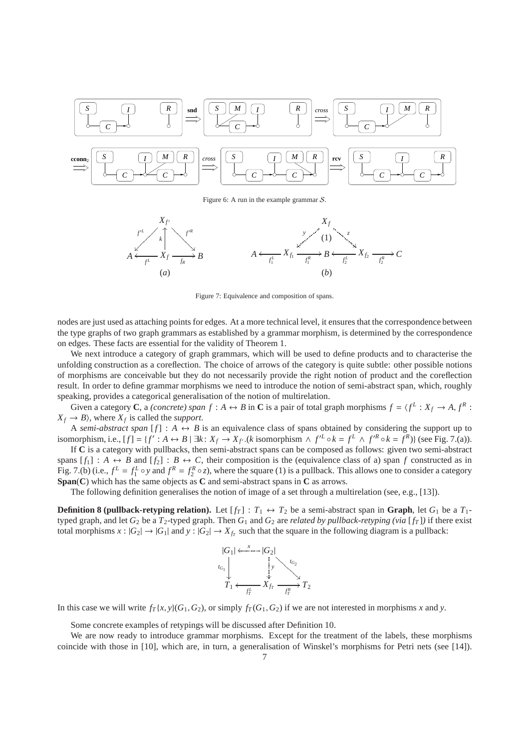Figure 6: A run in the example grammar $\mathcal{S}$.

Figure 7: Equivalence and composition of spans.

nodes are just used as attaching points for edges. At a more technical level, it ensures that the correspondence between the type graphs of two graph grammars as established by a grammar morphism, is determined by the correspondence on edges. These facts are essential for the validity of Theorem 1.

We next introduce a category of graph grammars, which will be used to define products and to characterise the unfolding construction as a coreflection. The choice of arrows of the category is quite subtle: other possible notions of morphisms are conceivable but they do not necessarily provide the right notion of product and the coreflection result. In order to define grammar morphisms we need to introduce the notion of semi-abstract span, which, roughly speaking, provides a categorical generalisation of the notion of multirelation.

Given a category $\mathbf{C}$, a *(concrete) span* $f : A \leftrightarrow B$ in $\mathbf{C}$ is a pair of total graph morphisms $f = \langle f^L : X_f \to A, f^R : X_f \to B \rangle$, where $X_f$ is called the *support*.

A *semi-abstract span* $[f] : A \leftrightarrow B$ is an equivalence class of spans obtained by considering the support up to isomorphism, i.e., $[f] = \{f' : A \leftrightarrow B \mid \exists k \colon X_f \to X_{f'}.(k \text{ isomorphism} \wedge f'^L \circ k = f^L \wedge f'^R \circ k = f^R)\}$ (see Fig. 7.(a)).

If $\mathbf{C}$ is a category with pullbacks, then semi-abstract spans can be composed as follows: given two semi-abstract spans $[f_1] : A \leftrightarrow B$ and $[f_2] : B \leftrightarrow C$, their composition is the (equivalence class of a) span $f$ constructed as in Fig. 7.(b) (i.e., $f^L = f_1^L \circ y$ and $f^R = f_2^R \circ z$), where the square (1) is a pullback. This allows one to consider a category $\mathbf{Span}(\mathbf{C})$ which has the same objects as $\mathbf{C}$ and semi-abstract spans in $\mathbf{C}$ as arrows.

The following definition generalises the notion of image of a set through a multirelation (see, e.g., [13]).

**Definition 8 (pullback-retyping relation).** Let $[f_T] : T_1 \leftrightarrow T_2$ be a semi-abstract span in **Graph**, let $G_1$ be a $T_1$-typed graph, and let $G_2$ be a $T_2$-typed graph. Then $G_1$ and $G_2$ are *related by pullback-retyping (via* $[f_T]$*)* if there exist total morphisms $x : |G_2| \to |G_1|$ and $y : |G_2| \to X_{f_T}$ such that the square in the following diagram is a pullback:

$$
\begin{array}{ccccc}
|G_1| & \xleftarrow{x} & |G_2| & & \\
\downarrow t_{G_1} & & \downarrow y & \searrow t_{G_2} & \\
T_1 & \xleftarrow{f_T^L} & X_{f_T} & \xrightarrow{f_T^R} & T_2
\end{array}
$$

In this case we will write $f_T\{x,y\}(G_1,G_2)$, or simply $f_T(G_1,G_2)$ if we are not interested in morphisms $x$ and $y$.

Some concrete examples of retypings will be discussed after Definition 10.

We are now ready to introduce grammar morphisms. Except for the treatment of the labels, these morphisms coincide with those in [10], which are, in turn, a generalisation of Winskel's morphisms for Petri nets (see [14]).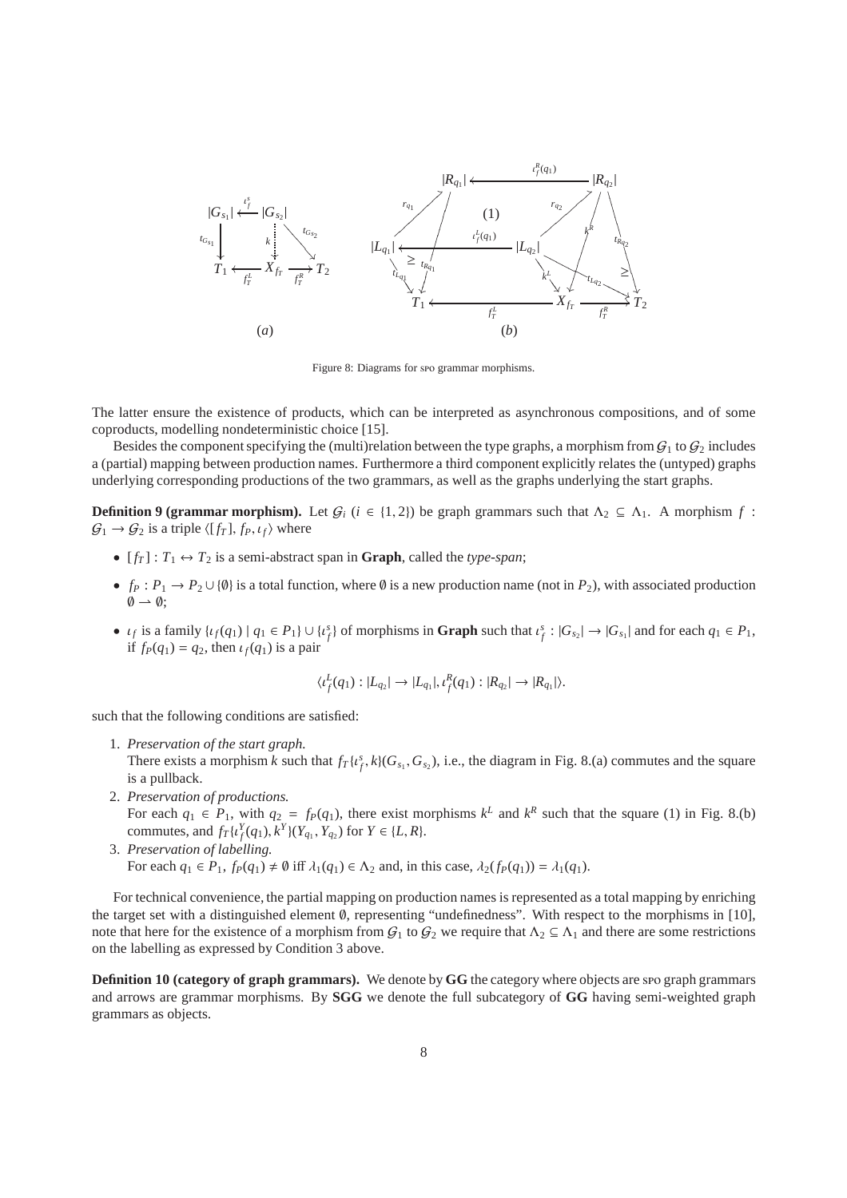Figure 8: Diagrams for SPO grammar morphisms.

The latter ensure the existence of products, which can be interpreted as asynchronous compositions, and of some coproducts, modelling nondeterministic choice [15].

Besides the component specifying the (multi)relation between the type graphs, a morphism from $\mathcal{G}_1$ to $\mathcal{G}_2$ includes a (partial) mapping between production names. Furthermore a third component explicitly relates the (untyped) graphs underlying corresponding productions of the two grammars, as well as the graphs underlying the start graphs.

**Definition 9 (grammar morphism).** Let $\mathcal{G}_i$ ($i \in \{1,2\}$) be graph grammars such that $\Lambda_2 \subseteq \Lambda_1$. A morphism $f : \mathcal{G}_1 \to \mathcal{G}_2$ is a triple $\langle [f_T], f_P, \iota_f \rangle$ where

- $[f_T] : T_1 \leftrightarrow T_2$ is a semi-abstract span in **Graph**, called the *type-span*;
- $f_P : P_1 \to P_2 \cup \{\emptyset\}$ is a total function, where $\emptyset$ is a new production name (not in $P_2$), with associated production $\emptyset \rightharpoonup \emptyset$;
- $\iota_f$ is a family $\{\iota_f(q_1) \mid q_1 \in P_1\} \cup \{\iota_f^s\}$ of morphisms in **Graph** such that $\iota_f^s : |G_{s_2}| \to |G_{s_1}|$ and for each $q_1 \in P_1$, if $f_P(q_1) = q_2$, then $\iota_f(q_1)$ is a pair

$$\langle \iota_f^L(q_1) : |L_{q_2}| \to |L_{q_1}|, \iota_f^R(q_1) : |R_{q_2}| \to |R_{q_1}| \rangle.$$

such that the following conditions are satisfied:

1. *Preservation of the start graph.*
   There exists a morphism $k$ such that $f_T\{\iota_f^s, k\}(G_{s_1}, G_{s_2})$, i.e., the diagram in Fig. 8.(a) commutes and the square is a pullback.
2. *Preservation of productions.*
   For each $q_1 \in P_1$, with $q_2 = f_P(q_1)$, there exist morphisms $k^L$ and $k^R$ such that the square (1) in Fig. 8.(b) commutes, and $f_T\{\iota_f^Y(q_1), k^Y\}(Y_{q_1}, Y_{q_2})$ for $Y \in \{L, R\}$.
3. *Preservation of labelling.*
   For each $q_1 \in P_1$, $f_P(q_1) \neq \emptyset$ iff $\lambda_1(q_1) \in \Lambda_2$ and, in this case, $\lambda_2(f_P(q_1)) = \lambda_1(q_1)$.

For technical convenience, the partial mapping on production names is represented as a total mapping by enriching the target set with a distinguished element $\emptyset$, representing "undefinedness". With respect to the morphisms in [10], note that here for the existence of a morphism from $\mathcal{G}_1$ to $\mathcal{G}_2$ we require that $\Lambda_2 \subseteq \Lambda_1$ and there are some restrictions on the labelling as expressed by Condition 3 above.

**Definition 10 (category of graph grammars).** We denote by **GG** the category where objects are SPO graph grammars and arrows are grammar morphisms. By **SGG** we denote the full subcategory of **GG** having semi-weighted graph grammars as objects.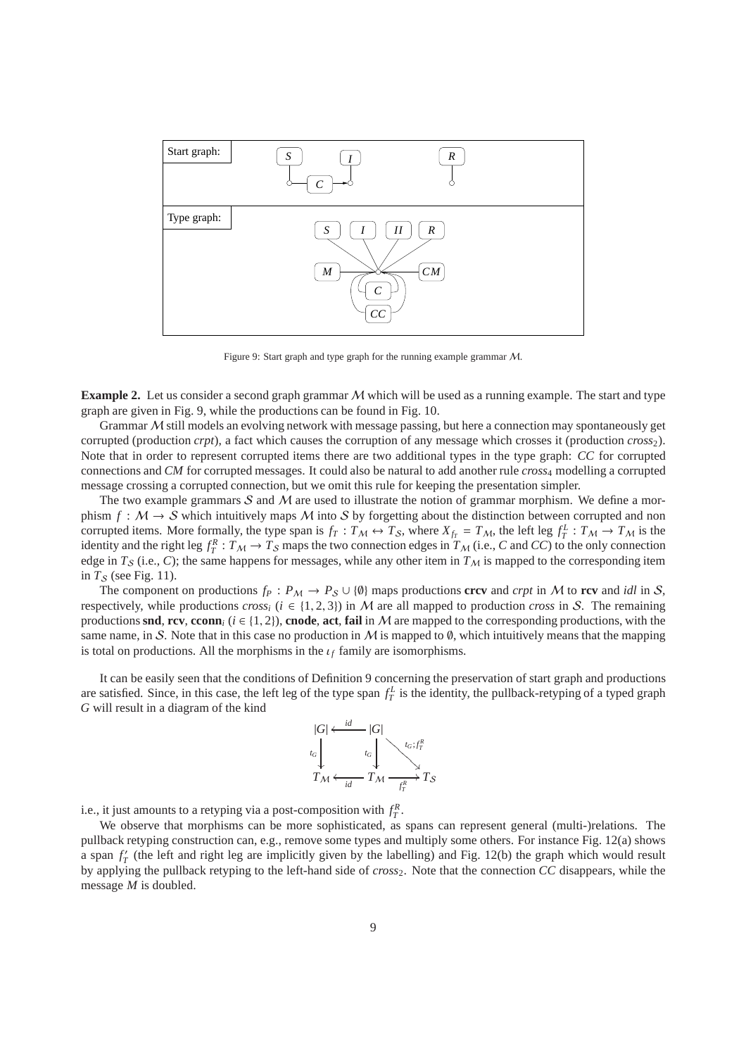Figure 9: Start graph and type graph for the running example grammar $\mathcal{M}$.

**Example 2.** Let us consider a second graph grammar $\mathcal{M}$ which will be used as a running example. The start and type graph are given in Fig. 9, while the productions can be found in Fig. 10.

Grammar $\mathcal{M}$ still models an evolving network with message passing, but here a connection may spontaneously get corrupted (production *crpt*), a fact which causes the corruption of any message which crosses it (production $cross_2$). Note that in order to represent corrupted items there are two additional types in the type graph: *CC* for corrupted connections and *CM* for corrupted messages. It could also be natural to add another rule $cross_4$ modelling a corrupted message crossing a corrupted connection, but we omit this rule for keeping the presentation simpler.

The two example grammars $\mathcal{S}$ and $\mathcal{M}$ are used to illustrate the notion of grammar morphism. We define a morphism $f : \mathcal{M} \to \mathcal{S}$ which intuitively maps $\mathcal{M}$ into $\mathcal{S}$ by forgetting about the distinction between corrupted and non corrupted items. More formally, the type span is $f_T : T_\mathcal{M} \leftrightarrow T_\mathcal{S}$, where $X_{f_T} = T_\mathcal{M}$, the left leg $f^L_T : T_\mathcal{M} \to T_\mathcal{M}$ is the identity and the right leg $f^R_T : T_\mathcal{M} \to T_\mathcal{S}$ maps the two connection edges in $T_\mathcal{M}$ (i.e., *C* and *CC*) to the only connection edge in $T_\mathcal{S}$ (i.e., *C*); the same happens for messages, while any other item in $T_\mathcal{M}$ is mapped to the corresponding item in $T_\mathcal{S}$ (see Fig. 11).

The component on productions $f_P : P_\mathcal{M} \to P_\mathcal{S} \cup \{\emptyset\}$ maps productions **crcv** and *crpt* in $\mathcal{M}$ to **rcv** and *idl* in $\mathcal{S}$, respectively, while productions $cross_i$ ($i \in \{1, 2, 3\}$) in $\mathcal{M}$ are all mapped to production *cross* in $\mathcal{S}$. The remaining productions **snd**, **rcv**, $\mathbf{cconn}_i$ ($i \in \{1, 2\}$), **cnode**, **act**, **fail** in $\mathcal{M}$ are mapped to the corresponding productions, with the same name, in $\mathcal{S}$. Note that in this case no production in $\mathcal{M}$ is mapped to $\emptyset$, which intuitively means that the mapping is total on productions. All the morphisms in the $\iota_f$ family are isomorphisms.

It can be easily seen that the conditions of Definition 9 concerning the preservation of start graph and productions are satisfied. Since, in this case, the left leg of the type span $f^L_T$ is the identity, the pullback-retyping of a typed graph $G$ will result in a diagram of the kind

$$
\begin{array}{ccccc}
|G| & \xleftarrow{id} & |G| & & \\
\downarrow t_G & & \downarrow t_G & \searrow^{t_G; f^R_T} & \\
T_\mathcal{M} & \xleftarrow[id]{} & T_\mathcal{M} & \xrightarrow[f^R_T]{} & T_\mathcal{S}
\end{array}
$$

i.e., it just amounts to a retyping via a post-composition with $f^R_T$.

We observe that morphisms can be more sophisticated, as spans can represent general (multi-)relations. The pullback retyping construction can, e.g., remove some types and multiply some others. For instance Fig. 12(a) shows a span $f'_T$ (the left and right leg are implicitly given by the labelling) and Fig. 12(b) the graph which would result by applying the pullback retyping to the left-hand side of $cross_2$. Note that the connection *CC* disappears, while the message *M* is doubled.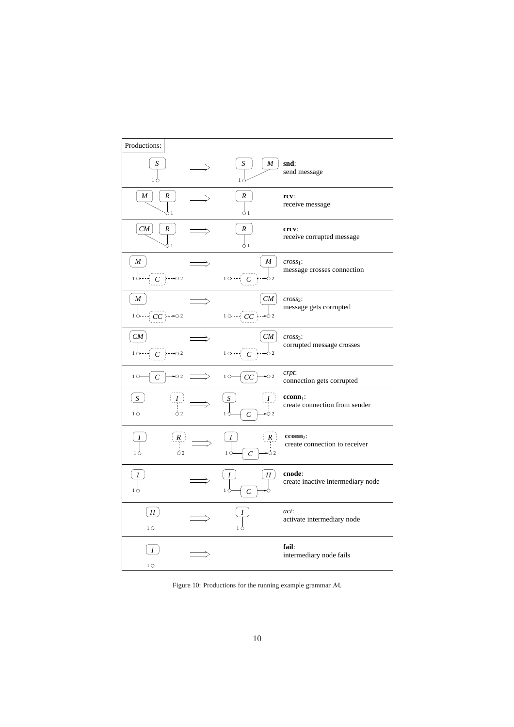| Productions: | | |
|---|---|---|
| | | **snd**: send message |
| | | **rcv**: receive message |
| | | **crcv**: receive corrupted message |
| | | *cross*$_1$: message crosses connection |
| | | *cross*$_2$: message gets corrupted |
| | | *cross*$_3$: corrupted message crosses |
| | | *crpt*: connection gets corrupted |
| | | **cconn**$_1$: create connection from sender |
| | | **cconn**$_2$: create connection to receiver |
| | | **cnode**: create inactive intermediary node |
| | | *act*: activate intermediary node |
| | | **fail**: intermediary node fails |

Figure 10: Productions for the running example grammar $\mathcal{M}$.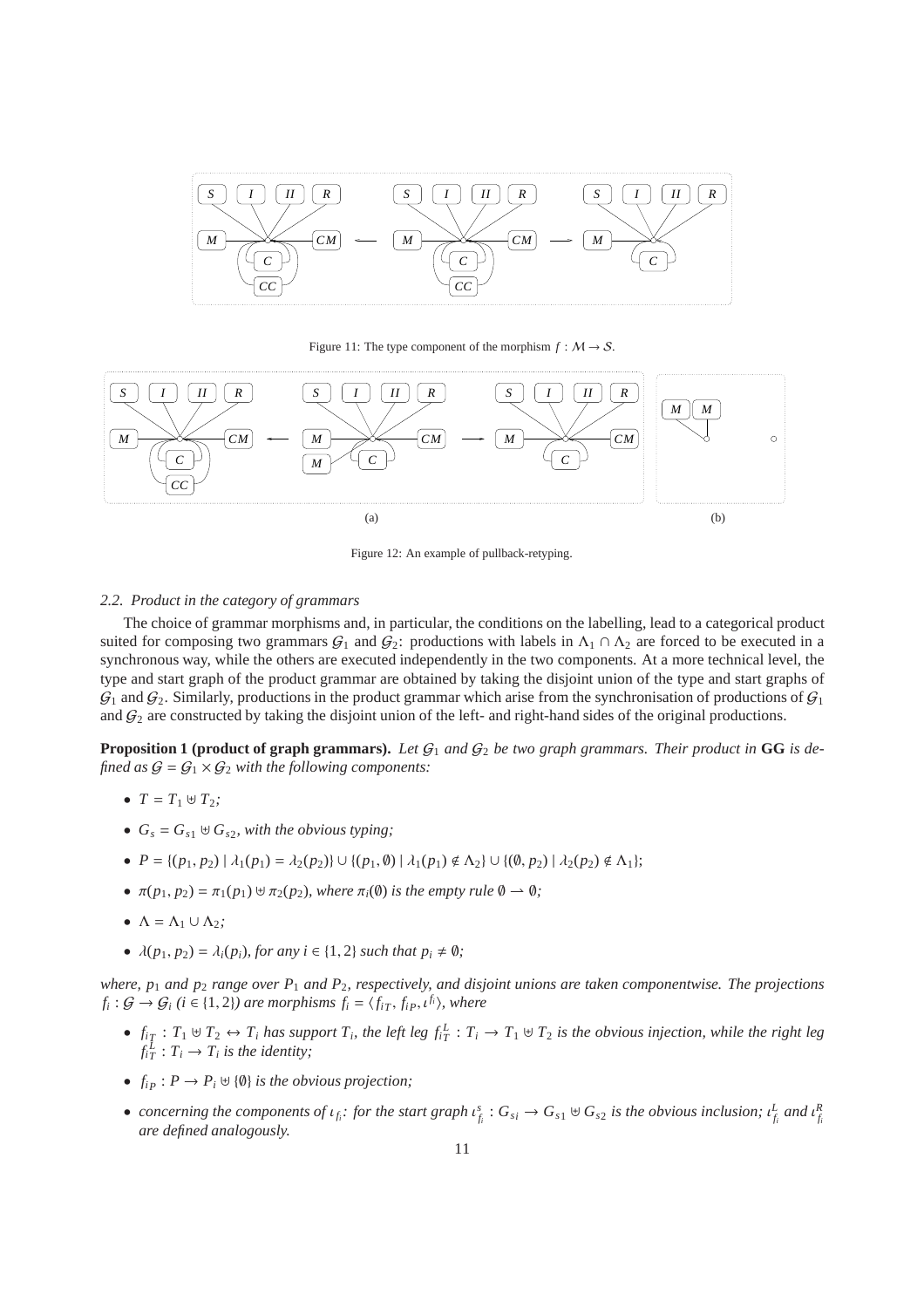Figure 11: The type component of the morphism $f : \mathcal{M} \to \mathcal{S}$.

(a)

(b)

Figure 12: An example of pullback-retyping.

### 2.2. Product in the category of grammars

The choice of grammar morphisms and, in particular, the conditions on the labelling, lead to a categorical product suited for composing two grammars $\mathcal{G}_1$ and $\mathcal{G}_2$: productions with labels in $\Lambda_1 \cap \Lambda_2$ are forced to be executed in a synchronous way, while the others are executed independently in the two components. At a more technical level, the type and start graph of the product grammar are obtained by taking the disjoint union of the type and start graphs of $\mathcal{G}_1$ and $\mathcal{G}_2$. Similarly, productions in the product grammar which arise from the synchronisation of productions of $\mathcal{G}_1$ and $\mathcal{G}_2$ are constructed by taking the disjoint union of the left- and right-hand sides of the original productions.

**Proposition 1 (product of graph grammars).** *Let $\mathcal{G}_1$ and $\mathcal{G}_2$ be two graph grammars. Their product in* **GG** *is defined as $\mathcal{G} = \mathcal{G}_1 \times \mathcal{G}_2$ with the following components:*

- $T = T_1 \uplus T_2$*;*
- $G_s = G_{s1} \uplus G_{s2}$*, with the obvious typing;*
- $P = \{(p_1, p_2) \mid \lambda_1(p_1) = \lambda_2(p_2)\} \cup \{(p_1, \emptyset) \mid \lambda_1(p_1) \notin \Lambda_2\} \cup \{(\emptyset, p_2) \mid \lambda_2(p_2) \notin \Lambda_1\}$;
- $\pi(p_1, p_2) = \pi_1(p_1) \uplus \pi_2(p_2)$*, where $\pi_i(\emptyset)$ is the empty rule $\emptyset \rightharpoonup \emptyset$;*
- $\Lambda = \Lambda_1 \cup \Lambda_2$*;*
- $\lambda(p_1, p_2) = \lambda_i(p_i)$*, for any $i \in \{1, 2\}$ such that $p_i \neq \emptyset$;*

*where, $p_1$ and $p_2$ range over $P_1$ and $P_2$, respectively, and disjoint unions are taken componentwise. The projections $f_i : \mathcal{G} \to \mathcal{G}_i$ ($i \in \{1, 2\}$) are morphisms $f_i = \langle f_{iT}, f_{iP}, \iota^{f_i} \rangle$, where*

- $f_{iT} : T_1 \uplus T_2 \leftrightarrow T_i$ *has support $T_i$, the left leg $f_{iT}^L : T_i \to T_1 \uplus T_2$ is the obvious injection, while the right leg $f_{iT}^R : T_i \to T_i$ is the identity;*
- $f_{iP} : P \to P_i \uplus \{\emptyset\}$ *is the obvious projection;*
- *concerning the components of $\iota_{f_i}$: for the start graph $\iota_{f_i}^s : G_{si} \to G_{s1} \uplus G_{s2}$ is the obvious inclusion; $\iota_{f_i}^L$ and $\iota_{f_i}^R$ are defined analogously.*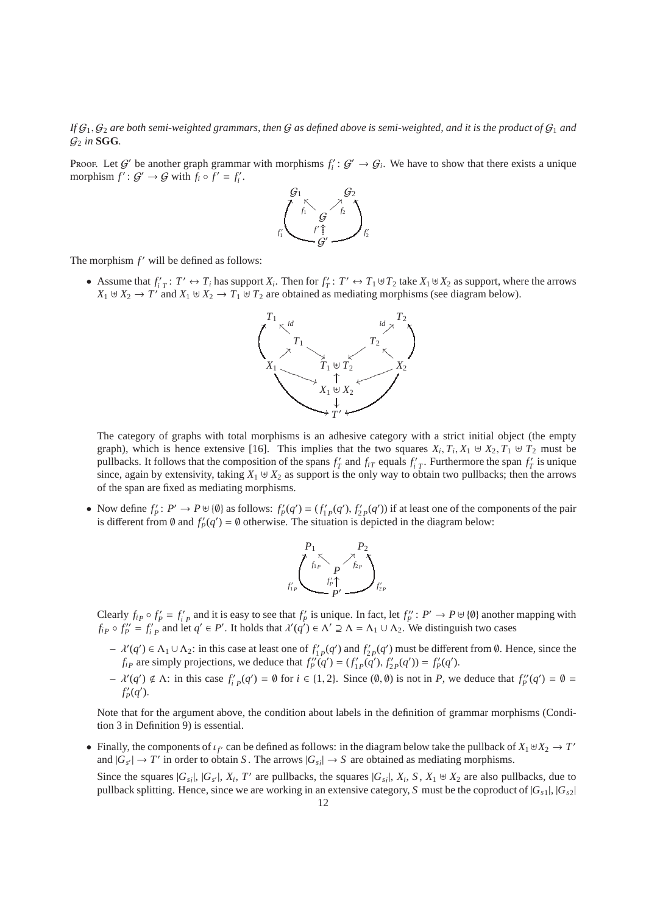*If $\mathcal{G}_1, \mathcal{G}_2$ are both semi-weighted grammars, then $\mathcal{G}$ as defined above is semi-weighted, and it is the product of $\mathcal{G}_1$ and $\mathcal{G}_2$ in* **SGG**.

Proof. Let $\mathcal{G}'$ be another graph grammar with morphisms $f_i' \colon \mathcal{G}' \to \mathcal{G}_i$. We have to show that there exists a unique morphism $f' \colon \mathcal{G}' \to \mathcal{G}$ with $f_i \circ f' = f_i'$.

$$\begin{array}{ccccc} \mathcal{G}_1 & & & & \mathcal{G}_2 \\ & \nwarrow^{f_1} & & \nearrow^{f_2} & \\ & & \mathcal{G} & & \\ & & \uparrow f' & & \\ f_1' & & \mathcal{G}' & & f_2' \end{array}$$

The morphism $f'$ will be defined as follows:

- Assume that $f'_{i\,T} \colon T' \leftrightarrow T_i$ has support $X_i$. Then for $f'_T \colon T' \leftrightarrow T_1 \uplus T_2$ take $X_1 \uplus X_2$ as support, where the arrows $X_1 \uplus X_2 \to T'$ and $X_1 \uplus X_2 \to T_1 \uplus T_2$ are obtained as mediating morphisms (see diagram below).

$$\begin{array}{ccccccc} T_1 & & & & & & T_2 \\ & \nwarrow^{id} & & & & \nearrow^{id} & \\ & & T_1 & & T_2 & & \\ & \nearrow & & \searrow \quad \swarrow & & \nwarrow & \\ X_1 & & & T_1 \uplus T_2 & & & X_2 \\ & & & \uparrow & & & \\ & & & X_1 \uplus X_2 & & & \\ & & & \downarrow & & & \\ & & & T' & & & \end{array}$$

  The category of graphs with total morphisms is an adhesive category with a strict initial object (the empty graph), which is hence extensive [16]. This implies that the two squares $X_i, T_i, X_1 \uplus X_2, T_1 \uplus T_2$ must be pullbacks. It follows that the composition of the spans $f'_T$ and $f_{iT}$ equals $f'_{i\,T}$. Furthermore the span $f'_T$ is unique since, again by extensivity, taking $X_1 \uplus X_2$ as support is the only way to obtain two pullbacks; then the arrows of the span are fixed as mediating morphisms.

- Now define $f'_P \colon P' \to P \uplus \{\emptyset\}$ as follows: $f'_P(q') = (f'_{1\,P}(q'), f'_{2\,P}(q'))$ if at least one of the components of the pair is different from $\emptyset$ and $f'_P(q') = \emptyset$ otherwise. The situation is depicted in the diagram below:

$$\begin{array}{ccccc} P_1 & & & & P_2 \\ & \nwarrow^{f_{1P}} & & \nearrow^{f_{2P}} & \\ & & P & & \\ & & \uparrow f'_P & & \\ f'_{1P} & & P' & & f'_{2P} \end{array}$$

  Clearly $f_{iP} \circ f'_P = f'_{i\,P}$ and it is easy to see that $f'_P$ is unique. In fact, let $f''_P \colon P' \to P \uplus \{\emptyset\}$ another mapping with $f_{iP} \circ f''_P = f'_{i\,P}$ and let $q' \in P'$. It holds that $\lambda'(q') \in \Lambda' \supseteq \Lambda = \Lambda_1 \cup \Lambda_2$. We distinguish two cases

  - $\lambda'(q') \in \Lambda_1 \cup \Lambda_2$: in this case at least one of $f'_{1\,P}(q')$ and $f'_{2\,P}(q')$ must be different from $\emptyset$. Hence, since the $f_{iP}$ are simply projections, we deduce that $f''_P(q') = (f'_{1P}(q'), f'_{2P}(q')) = f'_P(q')$.
  - $\lambda'(q') \notin \Lambda$: in this case $f'_{i\,P}(q') = \emptyset$ for $i \in \{1,2\}$. Since $(\emptyset, \emptyset)$ is not in $P$, we deduce that $f''_P(q') = \emptyset = f'_P(q')$.

  Note that for the argument above, the condition about labels in the definition of grammar morphisms (Condition 3 in Definition 9) is essential.

- Finally, the components of $\iota_{f'}$ can be defined as follows: in the diagram below take the pullback of $X_1 \uplus X_2 \to T'$ and $|G_{s'}| \to T'$ in order to obtain $S$. The arrows $|G_{si}| \to S$ are obtained as mediating morphisms.

  Since the squares $|G_{si}|$, $|G_{s'}|$, $X_i$, $T'$ are pullbacks, the squares $|G_{si}|$, $X_i$, $S$, $X_1 \uplus X_2$ are also pullbacks, due to pullback splitting. Hence, since we are working in an extensive category, $S$ must be the coproduct of $|G_{s1}|$, $|G_{s2}|$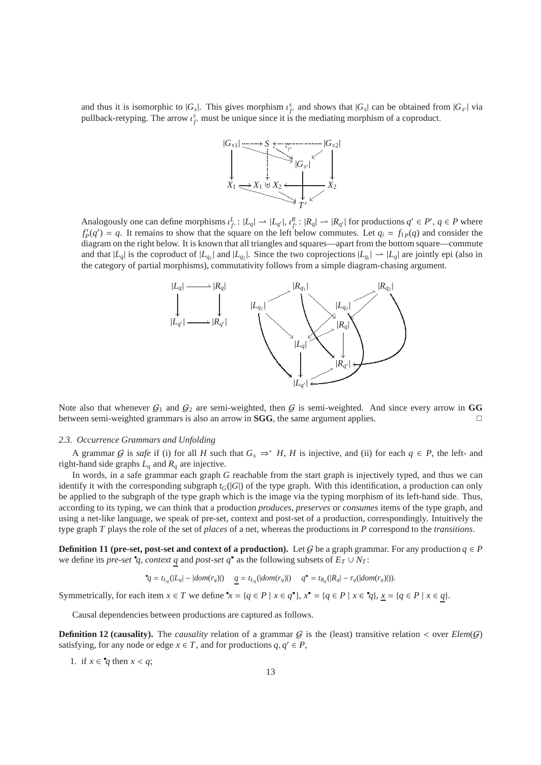and thus it is isomorphic to $|G_s|$. This gives morphism $\iota^s_{f'}$ and shows that $|G_s|$ can be obtained from $|G_{s'}|$ via pullback-retyping. The arrow $\iota^s_{f'}$ must be unique since it is the mediating morphism of a coproduct.

Analogously one can define morphisms $\iota^L_{f'} : |L_q| \rightharpoonup |L_{q'}|$, $\iota^R_{f'} : |R_q| \rightharpoonup |R_{q'}|$ for productions $q' \in P'$, $q \in P$ where $f'_P(q') = q$. It remains to show that the square on the left below commutes. Let $q_i = f_{1P}(q)$ and consider the diagram on the right below. It is known that all triangles and squares—apart from the bottom square—commute and that $|L_q|$ is the coproduct of $|L_{q_1}|$ and $|L_{q_2}|$. Since the two coprojections $|L_{q_i}| \rightharpoonup |L_q|$ are jointly epi (also in the category of partial morphisms), commutativity follows from a simple diagram-chasing argument.

Note also that whenever $\mathcal{G}_1$ and $\mathcal{G}_2$ are semi-weighted, then $\mathcal{G}$ is semi-weighted. And since every arrow in **GG** between semi-weighted grammars is also an arrow in **SGG**, the same argument applies. □

### *2.3. Occurrence Grammars and Unfolding*

A grammar $\mathcal{G}$ is *safe* if (i) for all $H$ such that $G_s \Rightarrow^* H$, $H$ is injective, and (ii) for each $q \in P$, the left- and right-hand side graphs $L_q$ and $R_q$ are injective.

In words, in a safe grammar each graph $G$ reachable from the start graph is injectively typed, and thus we can identify it with the corresponding subgraph $t_G(|G|)$ of the type graph. With this identification, a production can only be applied to the subgraph of the type graph which is the image via the typing morphism of its left-hand side. Thus, according to its typing, we can think that a production *produces*, *preserves* or *consumes* items of the type graph, and using a net-like language, we speak of pre-set, context and post-set of a production, correspondingly. Intuitively the type graph $T$ plays the role of the set of *places* of a net, whereas the productions in $P$ correspond to the *transitions*.

**Definition 11 (pre-set, post-set and context of a production).** Let $\mathcal{G}$ be a graph grammar. For any production $q \in P$ we define its *pre-set* ${}^\bullet q$, *context* $\underline{q}$ and *post-set* $q^\bullet$ as the following subsets of $E_T \cup N_T$:

$${}^\bullet q = t_{L_q}(|L_q| - |dom(r_q)|) \quad \underline{q} = t_{L_q}(|dom(r_q)|) \quad q^\bullet = t_{R_q}(|R_q| - r_q(|dom(r_q)|)).$$

Symmetrically, for each item $x \in T$ we define ${}^\bullet x = \{q \in P \mid x \in q^\bullet\}$, $x^\bullet = \{q \in P \mid x \in {}^\bullet q\}$, $\underline{x} = \{q \in P \mid x \in \underline{q}\}$.

Causal dependencies between productions are captured as follows.

**Definition 12 (causality).** The *causality* relation of a grammar $\mathcal{G}$ is the (least) transitive relation $<$ over $Elem(\mathcal{G})$ satisfying, for any node or edge $x \in T$, and for productions $q, q' \in P$,

1. if $x \in {}^\bullet q$ then $x < q$;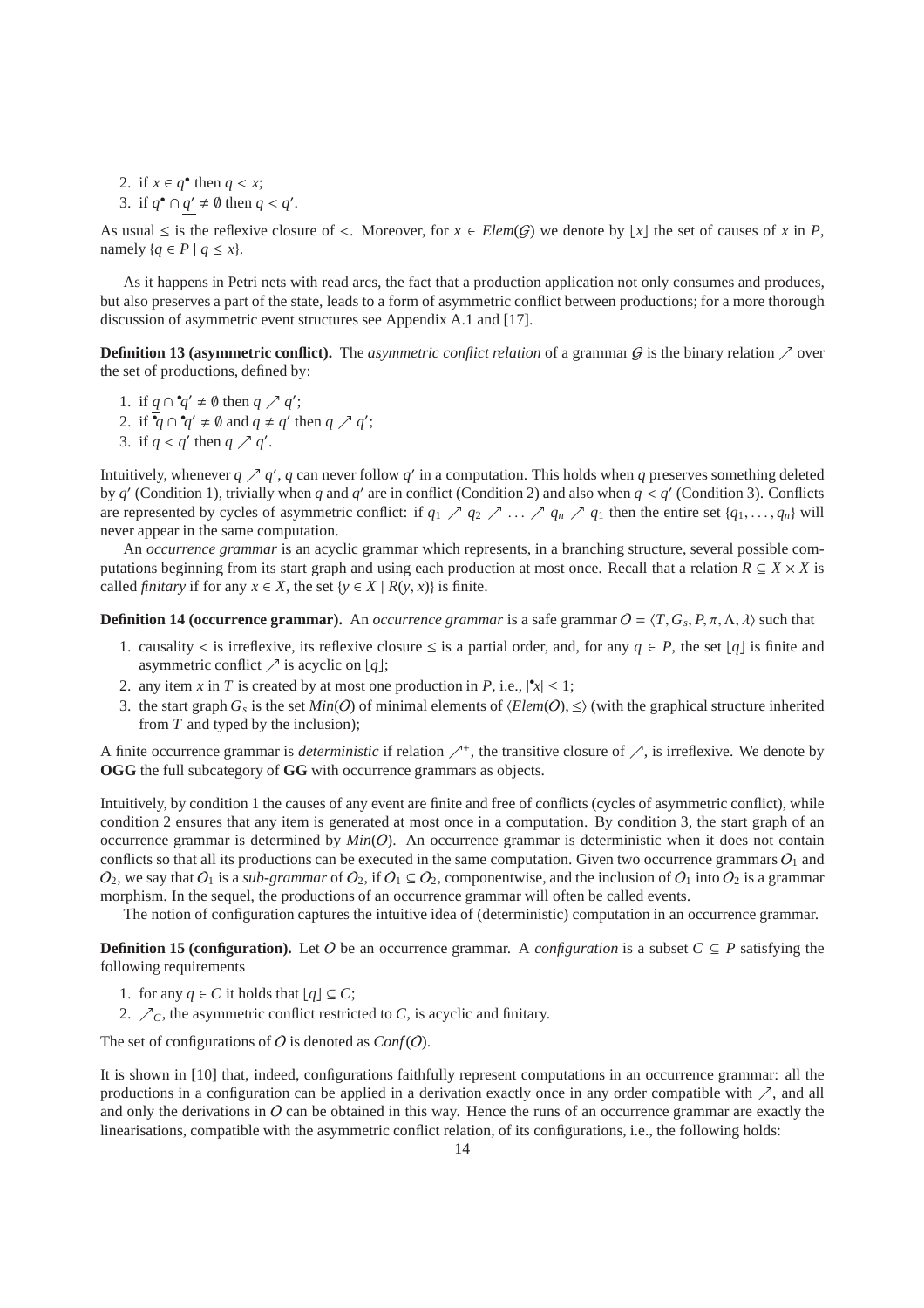2. if $x \in q^\bullet$ then $q < x$;
3. if $q^\bullet \cap \underline{q'} \neq \emptyset$ then $q < q'$.

As usual $\leq$ is the reflexive closure of $<$. Moreover, for $x \in Elem(\mathcal{G})$ we denote by $\lfloor x \rfloor$ the set of causes of $x$ in $P$, namely $\{q \in P \mid q \leq x\}$.

As it happens in Petri nets with read arcs, the fact that a production application not only consumes and produces, but also preserves a part of the state, leads to a form of asymmetric conflict between productions; for a more thorough discussion of asymmetric event structures see Appendix A.1 and [17].

**Definition 13 (asymmetric conflict).** The *asymmetric conflict relation* of a grammar $\mathcal{G}$ is the binary relation $\nearrow$ over the set of productions, defined by:

1. if $\underline{q} \cap {}^\bullet q' \neq \emptyset$ then $q \nearrow q'$;
2. if ${}^\bullet q \cap {}^\bullet q' \neq \emptyset$ and $q \neq q'$ then $q \nearrow q'$;
3. if $q < q'$ then $q \nearrow q'$.

Intuitively, whenever $q \nearrow q'$, $q$ can never follow $q'$ in a computation. This holds when $q$ preserves something deleted by $q'$ (Condition 1), trivially when $q$ and $q'$ are in conflict (Condition 2) and also when $q < q'$ (Condition 3). Conflicts are represented by cycles of asymmetric conflict: if $q_1 \nearrow q_2 \nearrow \ldots \nearrow q_n \nearrow q_1$ then the entire set $\{q_1, \ldots, q_n\}$ will never appear in the same computation.

An *occurrence grammar* is an acyclic grammar which represents, in a branching structure, several possible computations beginning from its start graph and using each production at most once. Recall that a relation $R \subseteq X \times X$ is called *finitary* if for any $x \in X$, the set $\{y \in X \mid R(y, x)\}$ is finite.

**Definition 14 (occurrence grammar).** An *occurrence grammar* is a safe grammar $\mathcal{O} = \langle T, G_s, P, \pi, \Lambda, \lambda \rangle$ such that

1. causality $<$ is irreflexive, its reflexive closure $\leq$ is a partial order, and, for any $q \in P$, the set $\lfloor q \rfloor$ is finite and asymmetric conflict $\nearrow$ is acyclic on $\lfloor q \rfloor$;
2. any item $x$ in $T$ is created by at most one production in $P$, i.e., $|{}^\bullet x| \leq 1$;
3. the start graph $G_s$ is the set $Min(\mathcal{O})$ of minimal elements of $\langle Elem(\mathcal{O}), \leq \rangle$ (with the graphical structure inherited from $T$ and typed by the inclusion);

A finite occurrence grammar is *deterministic* if relation $\nearrow^+$, the transitive closure of $\nearrow$, is irreflexive. We denote by **OGG** the full subcategory of **GG** with occurrence grammars as objects.

Intuitively, by condition 1 the causes of any event are finite and free of conflicts (cycles of asymmetric conflict), while condition 2 ensures that any item is generated at most once in a computation. By condition 3, the start graph of an occurrence grammar is determined by $Min(\mathcal{O})$. An occurrence grammar is deterministic when it does not contain conflicts so that all its productions can be executed in the same computation. Given two occurrence grammars $\mathcal{O}_1$ and $\mathcal{O}_2$, we say that $\mathcal{O}_1$ is a *sub-grammar* of $\mathcal{O}_2$, if $\mathcal{O}_1 \subseteq \mathcal{O}_2$, componentwise, and the inclusion of $\mathcal{O}_1$ into $\mathcal{O}_2$ is a grammar morphism. In the sequel, the productions of an occurrence grammar will often be called events.

The notion of configuration captures the intuitive idea of (deterministic) computation in an occurrence grammar.

**Definition 15 (configuration).** Let $\mathcal{O}$ be an occurrence grammar. A *configuration* is a subset $C \subseteq P$ satisfying the following requirements

1. for any $q \in C$ it holds that $\lfloor q \rfloor \subseteq C$;
2. $\nearrow_C$, the asymmetric conflict restricted to $C$, is acyclic and finitary.

The set of configurations of $\mathcal{O}$ is denoted as $Conf(\mathcal{O})$.

It is shown in [10] that, indeed, configurations faithfully represent computations in an occurrence grammar: all the productions in a configuration can be applied in a derivation exactly once in any order compatible with $\nearrow$, and all and only the derivations in $\mathcal{O}$ can be obtained in this way. Hence the runs of an occurrence grammar are exactly the linearisations, compatible with the asymmetric conflict relation, of its configurations, i.e., the following holds: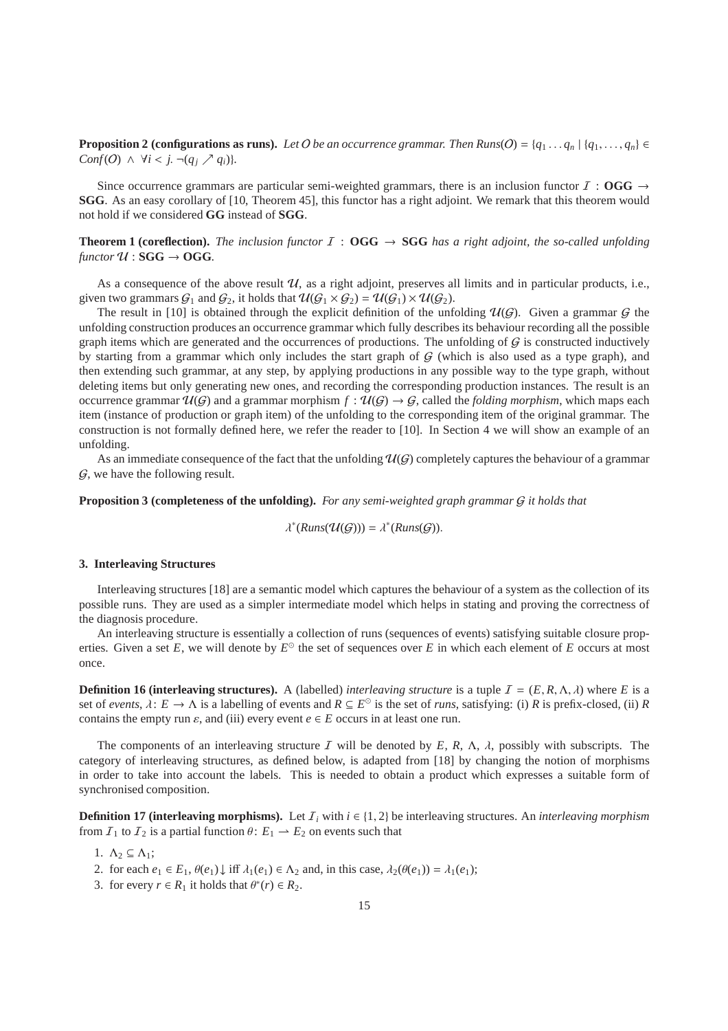**Proposition 2 (configurations as runs).** *Let $O$ be an occurrence grammar. Then $Runs(O) = \{q_1 \dots q_n \mid \{q_1, \dots, q_n\} \in Conf(O) \ \wedge \ \forall i < j.\ \neg(q_j \nearrow q_i)\}$.*

Since occurrence grammars are particular semi-weighted grammars, there is an inclusion functor $\mathcal{I} : \mathbf{OGG} \to \mathbf{SGG}$. As an easy corollary of [10, Theorem 45], this functor has a right adjoint. We remark that this theorem would not hold if we considered **GG** instead of **SGG**.

**Theorem 1 (coreflection).** *The inclusion functor $\mathcal{I} : \mathbf{OGG} \to \mathbf{SGG}$ has a right adjoint, the so-called unfolding functor $\mathcal{U} : \mathbf{SGG} \to \mathbf{OGG}$.*

As a consequence of the above result $\mathcal{U}$, as a right adjoint, preserves all limits and in particular products, i.e., given two grammars $\mathcal{G}_1$ and $\mathcal{G}_2$, it holds that $\mathcal{U}(\mathcal{G}_1 \times \mathcal{G}_2) = \mathcal{U}(\mathcal{G}_1) \times \mathcal{U}(\mathcal{G}_2)$.

The result in [10] is obtained through the explicit definition of the unfolding $\mathcal{U}(\mathcal{G})$. Given a grammar $\mathcal{G}$ the unfolding construction produces an occurrence grammar which fully describes its behaviour recording all the possible graph items which are generated and the occurrences of productions. The unfolding of $\mathcal{G}$ is constructed inductively by starting from a grammar which only includes the start graph of $\mathcal{G}$ (which is also used as a type graph), and then extending such grammar, at any step, by applying productions in any possible way to the type graph, without deleting items but only generating new ones, and recording the corresponding production instances. The result is an occurrence grammar $\mathcal{U}(\mathcal{G})$ and a grammar morphism $f : \mathcal{U}(\mathcal{G}) \to \mathcal{G}$, called the *folding morphism*, which maps each item (instance of production or graph item) of the unfolding to the corresponding item of the original grammar. The construction is not formally defined here, we refer the reader to [10]. In Section 4 we will show an example of an unfolding.

As an immediate consequence of the fact that the unfolding $\mathcal{U}(\mathcal{G})$ completely captures the behaviour of a grammar $\mathcal{G}$, we have the following result.

**Proposition 3 (completeness of the unfolding).** *For any semi-weighted graph grammar $\mathcal{G}$ it holds that*

$$\lambda^*(Runs(\mathcal{U}(\mathcal{G}))) = \lambda^*(Runs(\mathcal{G})).$$

### 3. Interleaving Structures

Interleaving structures [18] are a semantic model which captures the behaviour of a system as the collection of its possible runs. They are used as a simpler intermediate model which helps in stating and proving the correctness of the diagnosis procedure.

An interleaving structure is essentially a collection of runs (sequences of events) satisfying suitable closure properties. Given a set $E$, we will denote by $E^{\circledcirc}$ the set of sequences over $E$ in which each element of $E$ occurs at most once.

**Definition 16 (interleaving structures).** A (labelled) *interleaving structure* is a tuple $\mathcal{I} = (E, R, \Lambda, \lambda)$ where $E$ is a set of *events*, $\lambda \colon E \to \Lambda$ is a labelling of events and $R \subseteq E^{\circledcirc}$ is the set of *runs*, satisfying: (i) $R$ is prefix-closed, (ii) $R$ contains the empty run $\varepsilon$, and (iii) every event $e \in E$ occurs in at least one run.

The components of an interleaving structure $\mathcal{I}$ will be denoted by $E$, $R$, $\Lambda$, $\lambda$, possibly with subscripts. The category of interleaving structures, as defined below, is adapted from [18] by changing the notion of morphisms in order to take into account the labels. This is needed to obtain a product which expresses a suitable form of synchronised composition.

**Definition 17 (interleaving morphisms).** Let $\mathcal{I}_i$ with $i \in \{1, 2\}$ be interleaving structures. An *interleaving morphism* from $\mathcal{I}_1$ to $\mathcal{I}_2$ is a partial function $\theta \colon E_1 \rightharpoonup E_2$ on events such that

1. $\Lambda_2 \subseteq \Lambda_1$;
2. for each $e_1 \in E_1$, $\theta(e_1)\downarrow$ iff $\lambda_1(e_1) \in \Lambda_2$ and, in this case, $\lambda_2(\theta(e_1)) = \lambda_1(e_1)$;
3. for every $r \in R_1$ it holds that $\theta^*(r) \in R_2$.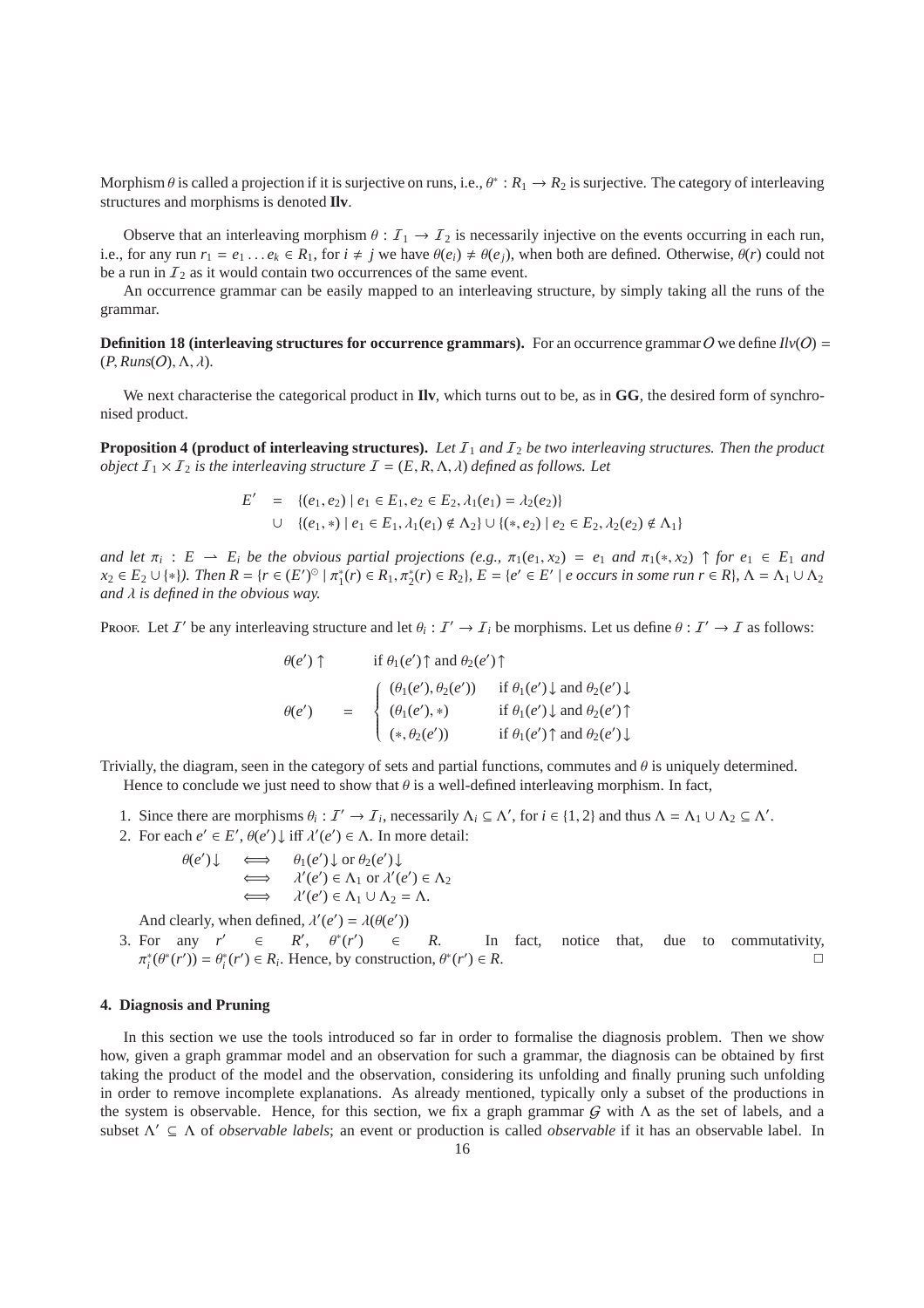Morphism $\theta$ is called a projection if it is surjective on runs, i.e., $\theta^* : R_1 \to R_2$ is surjective. The category of interleaving structures and morphisms is denoted **Ilv**.

Observe that an interleaving morphism $\theta : \mathcal{I}_1 \to \mathcal{I}_2$ is necessarily injective on the events occurring in each run, i.e., for any run $r_1 = e_1 \ldots e_k \in R_1$, for $i \neq j$ we have $\theta(e_i) \neq \theta(e_j)$, when both are defined. Otherwise, $\theta(r)$ could not be a run in $\mathcal{I}_2$ as it would contain two occurrences of the same event.

An occurrence grammar can be easily mapped to an interleaving structure, by simply taking all the runs of the grammar.

**Definition 18 (interleaving structures for occurrence grammars).** For an occurrence grammar $\mathcal{O}$ we define $\mathit{Ilv}(\mathcal{O}) = (P, \mathit{Runs}(\mathcal{O}), \Lambda, \lambda)$.

We next characterise the categorical product in **Ilv**, which turns out to be, as in **GG**, the desired form of synchronised product.

**Proposition 4 (product of interleaving structures).** *Let $\mathcal{I}_1$ and $\mathcal{I}_2$ be two interleaving structures. Then the product object $\mathcal{I}_1 \times \mathcal{I}_2$ is the interleaving structure $\mathcal{I} = (E, R, \Lambda, \lambda)$ defined as follows. Let*

$$
\begin{aligned}
E' &= \{(e_1, e_2) \mid e_1 \in E_1, e_2 \in E_2, \lambda_1(e_1) = \lambda_2(e_2)\} \\
&\cup \ \{(e_1, *) \mid e_1 \in E_1, \lambda_1(e_1) \notin \Lambda_2\} \cup \{(*, e_2) \mid e_2 \in E_2, \lambda_2(e_2) \notin \Lambda_1\}
\end{aligned}
$$

*and let $\pi_i : E \rightharpoonup E_i$ be the obvious partial projections (e.g., $\pi_1(e_1, x_2) = e_1$ and $\pi_1(*, x_2) \uparrow$ for $e_1 \in E_1$ and $x_2 \in E_2 \cup \{*\}$). Then $R = \{r \in (E')^{\circledcirc} \mid \pi_1^*(r) \in R_1, \pi_2^*(r) \in R_2\}$, $E = \{e' \in E' \mid e$ occurs in some run $r \in R\}$, $\Lambda = \Lambda_1 \cup \Lambda_2$ and $\lambda$ is defined in the obvious way.*

Proof. Let $\mathcal{I}'$ be any interleaving structure and let $\theta_i : \mathcal{I}' \to \mathcal{I}_i$ be morphisms. Let us define $\theta : \mathcal{I}' \to \mathcal{I}$ as follows:

$$
\begin{aligned}
&\theta(e')\uparrow \qquad \text{if } \theta_1(e')\uparrow \text{ and } \theta_2(e')\uparrow \\
&\theta(e') = \begin{cases} (\theta_1(e'), \theta_2(e')) & \text{if } \theta_1(e')\downarrow \text{ and } \theta_2(e')\downarrow \\ (\theta_1(e'), *) & \text{if } \theta_1(e')\downarrow \text{ and } \theta_2(e')\uparrow \\ (*, \theta_2(e')) & \text{if } \theta_1(e')\uparrow \text{ and } \theta_2(e')\downarrow \end{cases}
\end{aligned}
$$

Trivially, the diagram, seen in the category of sets and partial functions, commutes and $\theta$ is uniquely determined.

Hence to conclude we just need to show that $\theta$ is a well-defined interleaving morphism. In fact,

1. Since there are morphisms $\theta_i : \mathcal{I}' \to \mathcal{I}_i$, necessarily $\Lambda_i \subseteq \Lambda'$, for $i \in \{1, 2\}$ and thus $\Lambda = \Lambda_1 \cup \Lambda_2 \subseteq \Lambda'$.
2. For each $e' \in E'$, $\theta(e')\downarrow$ iff $\lambda'(e') \in \Lambda$. In more detail:

   $$
   \begin{aligned}
   \theta(e')\downarrow &\iff \theta_1(e')\downarrow \text{ or } \theta_2(e')\downarrow \\
   &\iff \lambda'(e') \in \Lambda_1 \text{ or } \lambda'(e') \in \Lambda_2 \\
   &\iff \lambda'(e') \in \Lambda_1 \cup \Lambda_2 = \Lambda.
   \end{aligned}
   $$

   And clearly, when defined, $\lambda'(e') = \lambda(\theta(e'))$
3. For any $r' \in R'$, $\theta^*(r') \in R$. In fact, notice that, due to commutativity, $\pi_i^*(\theta^*(r')) = \theta_i^*(r') \in R_i$. Hence, by construction, $\theta^*(r') \in R$. □

#### 4. Diagnosis and Pruning

In this section we use the tools introduced so far in order to formalise the diagnosis problem. Then we show how, given a graph grammar model and an observation for such a grammar, the diagnosis can be obtained by first taking the product of the model and the observation, considering its unfolding and finally pruning such unfolding in order to remove incomplete explanations. As already mentioned, typically only a subset of the productions in the system is observable. Hence, for this section, we fix a graph grammar $\mathcal{G}$ with $\Lambda$ as the set of labels, and a subset $\Lambda' \subseteq \Lambda$ of *observable labels*; an event or production is called *observable* if it has an observable label. In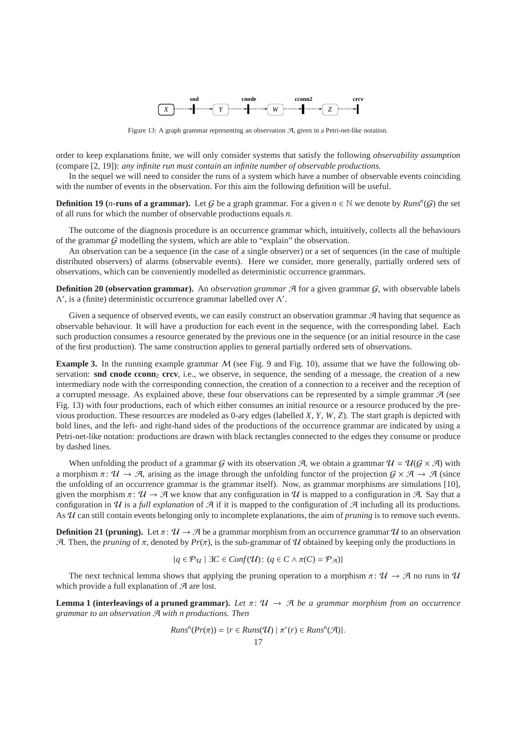Figure 13: A graph grammar representing an observation $\mathcal{A}$, given in a Petri-net-like notation.

order to keep explanations finite, we will only consider systems that satisfy the following *observability assumption* (compare [2, 19]): *any infinite run must contain an infinite number of observable productions.*

In the sequel we will need to consider the runs of a system which have a number of observable events coinciding with the number of events in the observation. For this aim the following definition will be useful.

**Definition 19 ($n$-runs of a grammar).** Let $\mathcal{G}$ be a graph grammar. For a given $n \in \mathbb{N}$ we denote by $Runs^n(\mathcal{G})$ the set of all runs for which the number of observable productions equals $n$.

The outcome of the diagnosis procedure is an occurrence grammar which, intuitively, collects all the behaviours of the grammar $\mathcal{G}$ modelling the system, which are able to "explain" the observation.

An observation can be a sequence (in the case of a single observer) or a set of sequences (in the case of multiple distributed observers) of alarms (observable events). Here we consider, more generally, partially ordered sets of observations, which can be conveniently modelled as deterministic occurrence grammars.

**Definition 20 (observation grammar).** An *observation grammar* $\mathcal{A}$ for a given grammar $\mathcal{G}$, with observable labels $\Lambda'$, is a (finite) deterministic occurrence grammar labelled over $\Lambda'$.

Given a sequence of observed events, we can easily construct an observation grammar $\mathcal{A}$ having that sequence as observable behaviour. It will have a production for each event in the sequence, with the corresponding label. Each such production consumes a resource generated by the previous one in the sequence (or an initial resource in the case of the first production). The same construction applies to general partially ordered sets of observations.

**Example 3.** In the running example grammar $\mathcal{M}$ (see Fig. 9 and Fig. 10), assume that we have the following observation: **snd cnode cconn**$_2$ **crcv**, i.e., we observe, in sequence, the sending of a message, the creation of a new intermediary node with the corresponding connection, the creation of a connection to a receiver and the reception of a corrupted message. As explained above, these four observations can be represented by a simple grammar $\mathcal{A}$ (see Fig. 13) with four productions, each of which either consumes an initial resource or a resource produced by the previous production. These resources are modeled as 0-ary edges (labelled $X, Y, W, Z$). The start graph is depicted with bold lines, and the left- and right-hand sides of the productions of the occurrence grammar are indicated by using a Petri-net-like notation: productions are drawn with black rectangles connected to the edges they consume or produce by dashed lines.

When unfolding the product of a grammar $\mathcal{G}$ with its observation $\mathcal{A}$, we obtain a grammar $\mathcal{U} = \mathcal{U}(\mathcal{G} \times \mathcal{A})$ with a morphism $\pi \colon \mathcal{U} \to \mathcal{A}$, arising as the image through the unfolding functor of the projection $\mathcal{G} \times \mathcal{A} \to \mathcal{A}$ (since the unfolding of an occurrence grammar is the grammar itself). Now, as grammar morphisms are simulations [10], given the morphism $\pi \colon \mathcal{U} \to \mathcal{A}$ we know that any configuration in $\mathcal{U}$ is mapped to a configuration in $\mathcal{A}$. Say that a configuration in $\mathcal{U}$ is a *full explanation* of $\mathcal{A}$ if it is mapped to the configuration of $\mathcal{A}$ including all its productions. As $\mathcal{U}$ can still contain events belonging only to incomplete explanations, the aim of *pruning* is to remove such events.

**Definition 21 (pruning).** Let $\pi \colon \mathcal{U} \to \mathcal{A}$ be a grammar morphism from an occurrence grammar $\mathcal{U}$ to an observation $\mathcal{A}$. Then, the *pruning* of $\pi$, denoted by $Pr(\pi)$, is the sub-grammar of $\mathcal{U}$ obtained by keeping only the productions in

$$\{q \in \mathcal{P}_{\mathcal{U}} \mid \exists C \in Conf(\mathcal{U})\colon (q \in C \wedge \pi(C) = \mathcal{P}_{\mathcal{A}})\}$$

The next technical lemma shows that applying the pruning operation to a morphism $\pi \colon \mathcal{U} \to \mathcal{A}$ no runs in $\mathcal{U}$ which provide a full explanation of $\mathcal{A}$ are lost.

**Lemma 1 (interleavings of a pruned grammar).** *Let $\pi \colon \mathcal{U} \to \mathcal{A}$ be a grammar morphism from an occurrence grammar to an observation $\mathcal{A}$ with $n$ productions. Then*

$$Runs^n(Pr(\pi)) = \{r \in Runs(\mathcal{U}) \mid \pi^*(r) \in Runs^n(\mathcal{A})\}.$$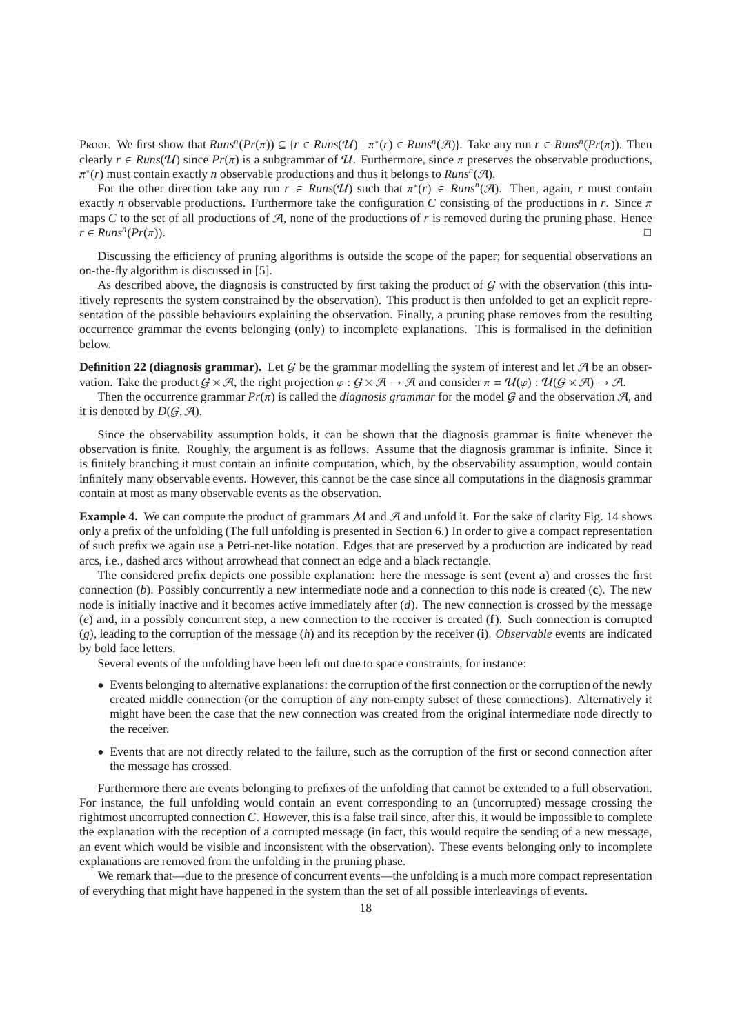Proof. We first show that $Runs^n(Pr(\pi)) \subseteq \{r \in Runs(\mathcal{U}) \mid \pi^*(r) \in Runs^n(\mathcal{A})\}$. Take any run $r \in Runs^n(Pr(\pi))$. Then clearly $r \in Runs(\mathcal{U})$ since $Pr(\pi)$ is a subgrammar of $\mathcal{U}$. Furthermore, since $\pi$ preserves the observable productions, $\pi^*(r)$ must contain exactly $n$ observable productions and thus it belongs to $Runs^n(\mathcal{A})$.

For the other direction take any run $r \in Runs(\mathcal{U})$ such that $\pi^*(r) \in Runs^n(\mathcal{A})$. Then, again, $r$ must contain exactly $n$ observable productions. Furthermore take the configuration $C$ consisting of the productions in $r$. Since $\pi$ maps $C$ to the set of all productions of $\mathcal{A}$, none of the productions of $r$ is removed during the pruning phase. Hence $r \in Runs^n(Pr(\pi))$. □

Discussing the efficiency of pruning algorithms is outside the scope of the paper; for sequential observations an on-the-fly algorithm is discussed in [5].

As described above, the diagnosis is constructed by first taking the product of $\mathcal{G}$ with the observation (this intuitively represents the system constrained by the observation). This product is then unfolded to get an explicit representation of the possible behaviours explaining the observation. Finally, a pruning phase removes from the resulting occurrence grammar the events belonging (only) to incomplete explanations. This is formalised in the definition below.

**Definition 22 (diagnosis grammar).** Let $\mathcal{G}$ be the grammar modelling the system of interest and let $\mathcal{A}$ be an observation. Take the product $\mathcal{G} \times \mathcal{A}$, the right projection $\varphi : \mathcal{G} \times \mathcal{A} \to \mathcal{A}$ and consider $\pi = \mathcal{U}(\varphi) : \mathcal{U}(\mathcal{G} \times \mathcal{A}) \to \mathcal{A}$.

Then the occurrence grammar $Pr(\pi)$ is called the *diagnosis grammar* for the model $\mathcal{G}$ and the observation $\mathcal{A}$, and it is denoted by $D(\mathcal{G}, \mathcal{A})$.

Since the observability assumption holds, it can be shown that the diagnosis grammar is finite whenever the observation is finite. Roughly, the argument is as follows. Assume that the diagnosis grammar is infinite. Since it is finitely branching it must contain an infinite computation, which, by the observability assumption, would contain infinitely many observable events. However, this cannot be the case since all computations in the diagnosis grammar contain at most as many observable events as the observation.

**Example 4.** We can compute the product of grammars $\mathcal{M}$ and $\mathcal{A}$ and unfold it. For the sake of clarity Fig. 14 shows only a prefix of the unfolding (The full unfolding is presented in Section 6.) In order to give a compact representation of such prefix we again use a Petri-net-like notation. Edges that are preserved by a production are indicated by read arcs, i.e., dashed arcs without arrowhead that connect an edge and a black rectangle.

The considered prefix depicts one possible explanation: here the message is sent (event **a**) and crosses the first connection ($b$). Possibly concurrently a new intermediate node and a connection to this node is created (**c**). The new node is initially inactive and it becomes active immediately after ($d$). The new connection is crossed by the message ($e$) and, in a possibly concurrent step, a new connection to the receiver is created (**f**). Such connection is corrupted ($g$), leading to the corruption of the message ($h$) and its reception by the receiver (**i**). *Observable* events are indicated by bold face letters.

Several events of the unfolding have been left out due to space constraints, for instance:

- Events belonging to alternative explanations: the corruption of the first connection or the corruption of the newly created middle connection (or the corruption of any non-empty subset of these connections). Alternatively it might have been the case that the new connection was created from the original intermediate node directly to the receiver.
- Events that are not directly related to the failure, such as the corruption of the first or second connection after the message has crossed.

Furthermore there are events belonging to prefixes of the unfolding that cannot be extended to a full observation. For instance, the full unfolding would contain an event corresponding to an (uncorrupted) message crossing the rightmost uncorrupted connection $C$. However, this is a false trail since, after this, it would be impossible to complete the explanation with the reception of a corrupted message (in fact, this would require the sending of a new message, an event which would be visible and inconsistent with the observation). These events belonging only to incomplete explanations are removed from the unfolding in the pruning phase.

We remark that—due to the presence of concurrent events—the unfolding is a much more compact representation of everything that might have happened in the system than the set of all possible interleavings of events.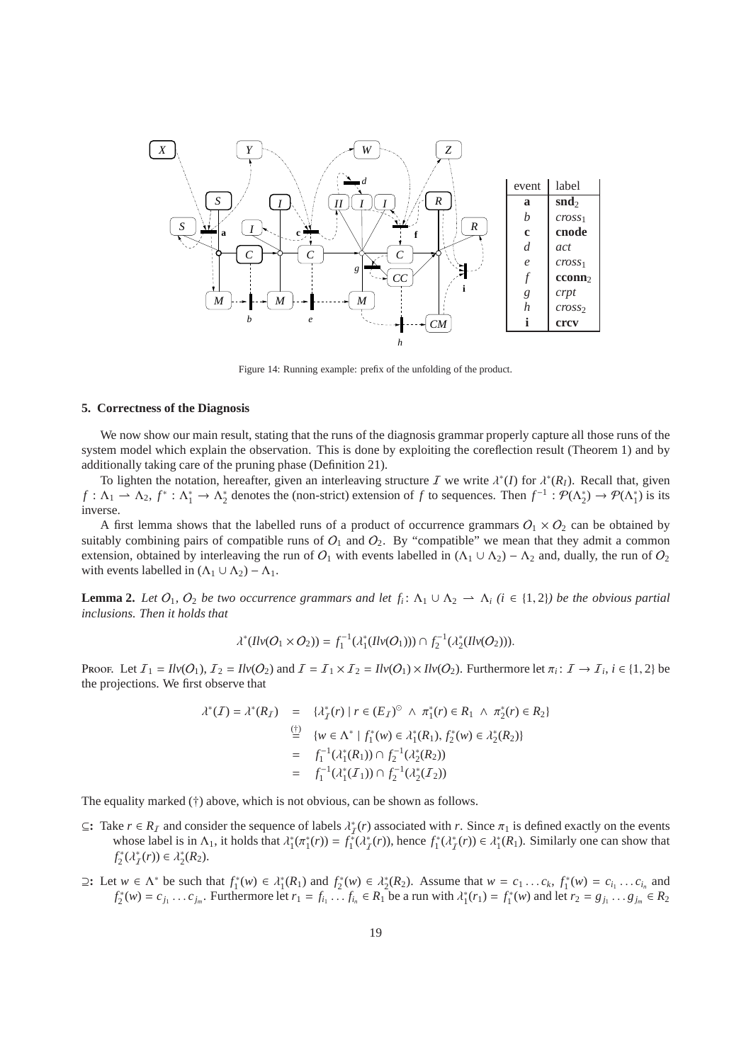| event | label |
|---|---|
| **a** | $\mathbf{snd}_2$ |
| $b$ | $cross_1$ |
| **c** | **cnode** |
| $d$ | $act$ |
| $e$ | $cross_1$ |
| $f$ | $\mathbf{cconn}_2$ |
| $g$ | $crpt$ |
| $h$ | $cross_2$ |
| **i** | **crcv** |

Figure 14: Running example: prefix of the unfolding of the product.

### 5. Correctness of the Diagnosis

We now show our main result, stating that the runs of the diagnosis grammar properly capture all those runs of the system model which explain the observation. This is done by exploiting the coreflection result (Theorem 1) and by additionally taking care of the pruning phase (Definition 21).

To lighten the notation, hereafter, given an interleaving structure $\mathcal{I}$ we write $\lambda^*(I)$ for $\lambda^*(R_I)$. Recall that, given $f : \Lambda_1 \rightharpoonup \Lambda_2$, $f^* : \Lambda_1^* \to \Lambda_2^*$ denotes the (non-strict) extension of $f$ to sequences. Then $f^{-1} : \mathcal{P}(\Lambda_2^*) \to \mathcal{P}(\Lambda_1^*)$ is its inverse.

A first lemma shows that the labelled runs of a product of occurrence grammars $O_1 \times O_2$ can be obtained by suitably combining pairs of compatible runs of $O_1$ and $O_2$. By "compatible" we mean that they admit a common extension, obtained by interleaving the run of $O_1$ with events labelled in $(\Lambda_1 \cup \Lambda_2) - \Lambda_2$ and, dually, the run of $O_2$ with events labelled in $(\Lambda_1 \cup \Lambda_2) - \Lambda_1$.

**Lemma 2.** *Let $O_1$, $O_2$ be two occurrence grammars and let $f_i \colon \Lambda_1 \cup \Lambda_2 \rightharpoonup \Lambda_i$ ($i \in \{1, 2\}$) be the obvious partial inclusions. Then it holds that*

$$\lambda^*(Ilv(O_1 \times O_2)) = f_1^{-1}(\lambda_1^*(Ilv(O_1))) \cap f_2^{-1}(\lambda_2^*(Ilv(O_2))).$$

Proof. Let $\mathcal{I}_1 = Ilv(O_1)$, $\mathcal{I}_2 = Ilv(O_2)$ and $\mathcal{I} = \mathcal{I}_1 \times \mathcal{I}_2 = Ilv(O_1) \times Ilv(O_2)$. Furthermore let $\pi_i \colon \mathcal{I} \to \mathcal{I}_i$, $i \in \{1, 2\}$ be the projections. We first observe that

$$\begin{aligned}
\lambda^*(\mathcal{I}) = \lambda^*(R_{\mathcal{I}}) &= \{\lambda_{\mathcal{I}}^*(r) \mid r \in (E_{\mathcal{I}})^{\circledcirc} \ \wedge\ \pi_1^*(r) \in R_1 \ \wedge\ \pi_2^*(r) \in R_2\} \\
&\overset{(\dagger)}{=} \{w \in \Lambda^* \mid f_1^*(w) \in \lambda_1^*(R_1),\, f_2^*(w) \in \lambda_2^*(R_2)\} \\
&= f_1^{-1}(\lambda_1^*(R_1)) \cap f_2^{-1}(\lambda_2^*(R_2)) \\
&= f_1^{-1}(\lambda_1^*(\mathcal{I}_1)) \cap f_2^{-1}(\lambda_2^*(\mathcal{I}_2))
\end{aligned}$$

The equality marked (†) above, which is not obvious, can be shown as follows.

- $\subseteq$: Take $r \in R_{\mathcal{I}}$ and consider the sequence of labels $\lambda_{\mathcal{I}}^*(r)$ associated with $r$. Since $\pi_1$ is defined exactly on the events whose label is in $\Lambda_1$, it holds that $\lambda_1^*(\pi_1^*(r)) = f_1^*(\lambda_{\mathcal{I}}^*(r))$, hence $f_1^*(\lambda_{\mathcal{I}}^*(r)) \in \lambda_1^*(R_1)$. Similarly one can show that $f_2^*(\lambda_{\mathcal{I}}^*(r)) \in \lambda_2^*(R_2)$.
- $\supseteq$: Let $w \in \Lambda^*$ be such that $f_1^*(w) \in \lambda_1^*(R_1)$ and $f_2^*(w) \in \lambda_2^*(R_2)$. Assume that $w = c_1 \dots c_k$, $f_1^*(w) = c_{i_1} \dots c_{i_n}$ and $f_2^*(w) = c_{j_1} \dots c_{j_m}$. Furthermore let $r_1 = f_{i_1} \dots f_{i_n} \in R_1$ be a run with $\lambda_1^*(r_1) = f_1^*(w)$ and let $r_2 = g_{j_1} \dots g_{j_m} \in R_2$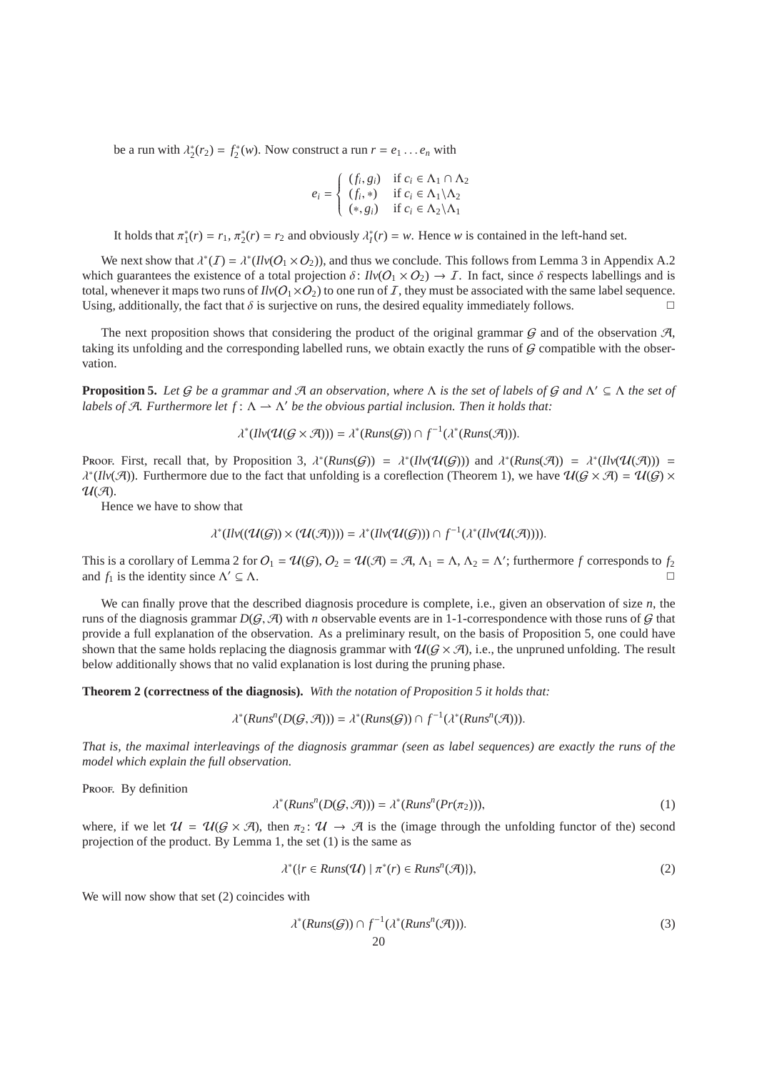be a run with $\lambda_2^*(r_2) = f_2^*(w)$. Now construct a run $r = e_1 \dots e_n$ with

$$e_i = \begin{cases} (f_i, g_i) & \text{if } c_i \in \Lambda_1 \cap \Lambda_2 \\ (f_i, *) & \text{if } c_i \in \Lambda_1 \backslash \Lambda_2 \\ (*, g_i) & \text{if } c_i \in \Lambda_2 \backslash \Lambda_1 \end{cases}$$

It holds that $\pi_1^*(r) = r_1$, $\pi_2^*(r) = r_2$ and obviously $\lambda_I^*(r) = w$. Hence $w$ is contained in the left-hand set.

We next show that $\lambda^*(\mathcal{I}) = \lambda^*(Ilv(O_1 \times O_2))$, and thus we conclude. This follows from Lemma 3 in Appendix A.2 which guarantees the existence of a total projection $\delta\colon Ilv(O_1 \times O_2) \to \mathcal{I}$. In fact, since $\delta$ respects labellings and is total, whenever it maps two runs of $Ilv(O_1 \times O_2)$ to one run of $\mathcal{I}$, they must be associated with the same label sequence. Using, additionally, the fact that $\delta$ is surjective on runs, the desired equality immediately follows. □

The next proposition shows that considering the product of the original grammar $\mathcal{G}$ and of the observation $\mathcal{A}$, taking its unfolding and the corresponding labelled runs, we obtain exactly the runs of $\mathcal{G}$ compatible with the observation.

**Proposition 5.** *Let $\mathcal{G}$ be a grammar and $\mathcal{A}$ an observation, where $\Lambda$ is the set of labels of $\mathcal{G}$ and $\Lambda' \subseteq \Lambda$ the set of labels of $\mathcal{A}$. Furthermore let $f\colon \Lambda \rightharpoonup \Lambda'$ be the obvious partial inclusion. Then it holds that:*

$$\lambda^*(Ilv(\mathcal{U}(\mathcal{G} \times \mathcal{A}))) = \lambda^*(Runs(\mathcal{G})) \cap f^{-1}(\lambda^*(Runs(\mathcal{A}))).$$

Proof. First, recall that, by Proposition 3, $\lambda^*(Runs(\mathcal{G})) = \lambda^*(Ilv(\mathcal{U}(\mathcal{G})))$ and $\lambda^*(Runs(\mathcal{A})) = \lambda^*(Ilv(\mathcal{U}(\mathcal{A}))) = \lambda^*(Ilv(\mathcal{A}))$. Furthermore due to the fact that unfolding is a coreflection (Theorem 1), we have $\mathcal{U}(\mathcal{G} \times \mathcal{A}) = \mathcal{U}(\mathcal{G}) \times \mathcal{U}(\mathcal{A})$.

Hence we have to show that

$$\lambda^*(Ilv((\mathcal{U}(\mathcal{G})) \times (\mathcal{U}(\mathcal{A})))) = \lambda^*(Ilv(\mathcal{U}(\mathcal{G}))) \cap f^{-1}(\lambda^*(Ilv(\mathcal{U}(\mathcal{A})))).$$

This is a corollary of Lemma 2 for $O_1 = \mathcal{U}(\mathcal{G})$, $O_2 = \mathcal{U}(\mathcal{A}) = \mathcal{A}$, $\Lambda_1 = \Lambda$, $\Lambda_2 = \Lambda'$; furthermore $f$ corresponds to $f_2$ and $f_1$ is the identity since $\Lambda' \subseteq \Lambda$. □

We can finally prove that the described diagnosis procedure is complete, i.e., given an observation of size $n$, the runs of the diagnosis grammar $D(\mathcal{G}, \mathcal{A})$ with $n$ observable events are in 1-1-correspondence with those runs of $\mathcal{G}$ that provide a full explanation of the observation. As a preliminary result, on the basis of Proposition 5, one could have shown that the same holds replacing the diagnosis grammar with $\mathcal{U}(\mathcal{G} \times \mathcal{A})$, i.e., the unpruned unfolding. The result below additionally shows that no valid explanation is lost during the pruning phase.

**Theorem 2 (correctness of the diagnosis).** *With the notation of Proposition 5 it holds that:*

$$\lambda^*(Runs^n(D(\mathcal{G}, \mathcal{A}))) = \lambda^*(Runs(\mathcal{G})) \cap f^{-1}(\lambda^*(Runs^n(\mathcal{A}))).$$

*That is, the maximal interleavings of the diagnosis grammar (seen as label sequences) are exactly the runs of the model which explain the full observation.*

Proof. By definition

$$\lambda^*(Runs^n(D(\mathcal{G}, \mathcal{A}))) = \lambda^*(Runs^n(Pr(\pi_2))), \tag{1}$$

where, if we let $\mathcal{U} = \mathcal{U}(\mathcal{G} \times \mathcal{A})$, then $\pi_2\colon \mathcal{U} \to \mathcal{A}$ is the (image through the unfolding functor of the) second projection of the product. By Lemma 1, the set (1) is the same as

$$\lambda^*(\{r \in Runs(\mathcal{U}) \mid \pi^*(r) \in Runs^n(\mathcal{A})\}), \tag{2}$$

We will now show that set (2) coincides with

$$\lambda^*(Runs(\mathcal{G})) \cap f^{-1}(\lambda^*(Runs^n(\mathcal{A}))). \tag{3}$$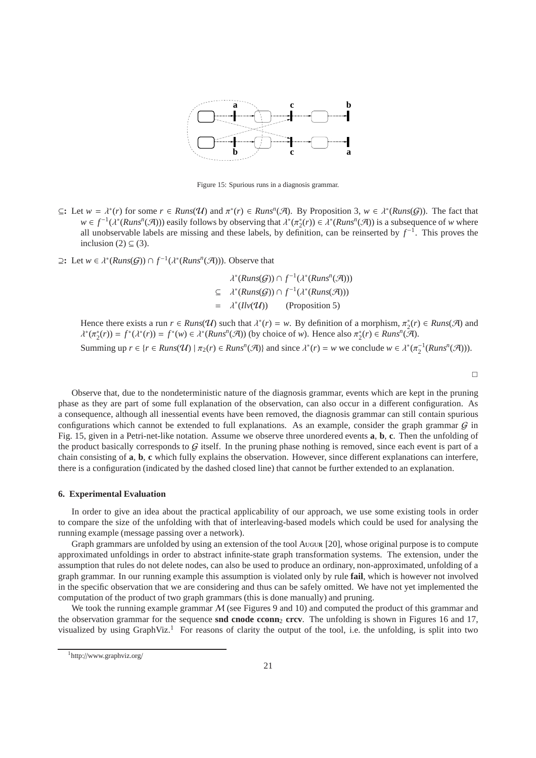Figure 15: Spurious runs in a diagnosis grammar.

$\subseteq$: Let $w = \lambda^*(r)$ for some $r \in Runs(\mathcal{U})$ and $\pi^*(r) \in Runs^n(\mathcal{A})$. By Proposition 3, $w \in \lambda^*(Runs(\mathcal{G}))$. The fact that $w \in f^{-1}(\lambda^*(Runs^n(\mathcal{A})))$ easily follows by observing that $\lambda^*(\pi_2^*(r)) \in \lambda^*(Runs^n(\mathcal{A}))$ is a subsequence of $w$ where all unobservable labels are missing and these labels, by definition, can be reinserted by $f^{-1}$. This proves the inclusion (2) $\subseteq$ (3).

$\supseteq$: Let $w \in \lambda^*(Runs(\mathcal{G})) \cap f^{-1}(\lambda^*(Runs^n(\mathcal{A})))$. Observe that

$$\begin{aligned}
& \lambda^*(Runs(\mathcal{G})) \cap f^{-1}(\lambda^*(Runs^n(\mathcal{A}))) \\
\subseteq \;& \lambda^*(Runs(\mathcal{G})) \cap f^{-1}(\lambda^*(Runs(\mathcal{A}))) \\
= \;& \lambda^*(Ilv(\mathcal{U})) \qquad \text{(Proposition 5)}
\end{aligned}$$

Hence there exists a run $r \in Runs(\mathcal{U})$ such that $\lambda^*(r) = w$. By definition of a morphism, $\pi_2^*(r) \in Runs(\mathcal{A})$ and $\lambda^*(\pi_2^*(r)) = f^*(\lambda^*(r)) = f^*(w) \in \lambda^*(Runs^n(\mathcal{A}))$ (by choice of $w$). Hence also $\pi_2^*(r) \in Runs^n(\mathcal{A})$.

Summing up $r \in \{r \in Runs(\mathcal{U}) \mid \pi_2(r) \in Runs^n(\mathcal{A})\}$ and since $\lambda^*(r) = w$ we conclude $w \in \lambda^*(\pi_2^{-1}(Runs^n(\mathcal{A})))$.

□

Observe that, due to the nondeterministic nature of the diagnosis grammar, events which are kept in the pruning phase as they are part of some full explanation of the observation, can also occur in a different configuration. As a consequence, although all inessential events have been removed, the diagnosis grammar can still contain spurious configurations which cannot be extended to full explanations. As an example, consider the graph grammar $\mathcal{G}$ in Fig. 15, given in a Petri-net-like notation. Assume we observe three unordered events **a**, **b**, **c**. Then the unfolding of the product basically corresponds to $\mathcal{G}$ itself. In the pruning phase nothing is removed, since each event is part of a chain consisting of **a**, **b**, **c** which fully explains the observation. However, since different explanations can interfere, there is a configuration (indicated by the dashed closed line) that cannot be further extended to an explanation.

## 6. Experimental Evaluation

In order to give an idea about the practical applicability of our approach, we use some existing tools in order to compare the size of the unfolding with that of interleaving-based models which could be used for analysing the running example (message passing over a network).

Graph grammars are unfolded by using an extension of the tool Augur [20], whose original purpose is to compute approximated unfoldings in order to abstract infinite-state graph transformation systems. The extension, under the assumption that rules do not delete nodes, can also be used to produce an ordinary, non-approximated, unfolding of a graph grammar. In our running example this assumption is violated only by rule **fail**, which is however not involved in the specific observation that we are considering and thus can be safely omitted. We have not yet implemented the computation of the product of two graph grammars (this is done manually) and pruning.

We took the running example grammar $\mathcal{M}$ (see Figures 9 and 10) and computed the product of this grammar and the observation grammar for the sequence **snd cnode cconn**$_2$ **crcv**. The unfolding is shown in Figures 16 and 17, visualized by using GraphViz.[1] For reasons of clarity the output of the tool, i.e. the unfolding, is split into two

[1] http://www.graphviz.org/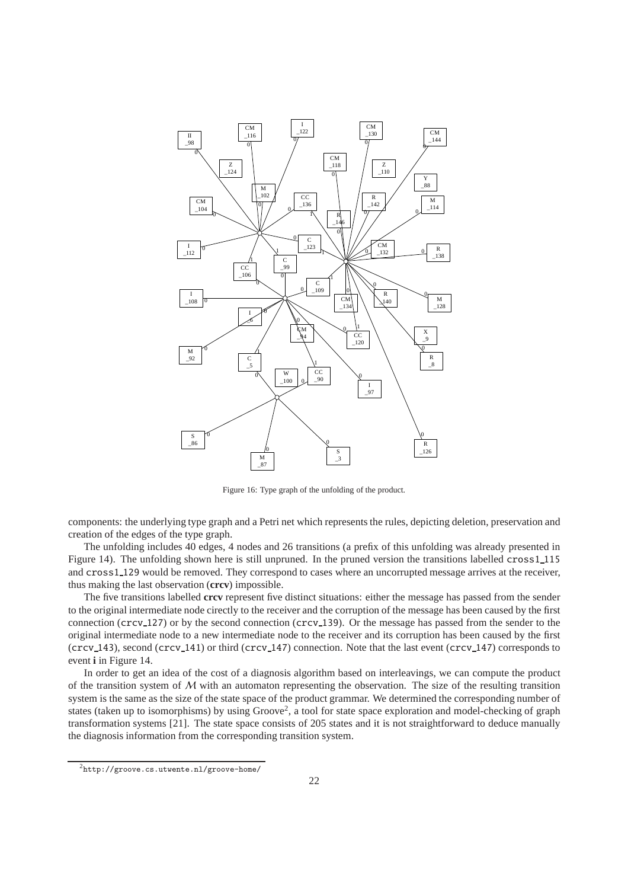Figure 16: Type graph of the unfolding of the product.

components: the underlying type graph and a Petri net which represents the rules, depicting deletion, preservation and creation of the edges of the type graph.

The unfolding includes 40 edges, 4 nodes and 26 transitions (a prefix of this unfolding was already presented in Figure 14). The unfolding shown here is still unpruned. In the pruned version the transitions labelled cross1_115 and cross1_129 would be removed. They correspond to cases where an uncorrupted message arrives at the receiver, thus making the last observation (**crcv**) impossible.

The five transitions labelled **crcv** represent five distinct situations: either the message has passed from the sender to the original intermediate node cirectly to the receiver and the corruption of the message has been caused by the first connection (crcv_127) or by the second connection (crcv_139). Or the message has passed from the sender to the original intermediate node to a new intermediate node to the receiver and its corruption has been caused by the first (crcv_143), second (crcv_141) or third (crcv_147) connection. Note that the last event (crcv_147) corresponds to event **i** in Figure 14.

In order to get an idea of the cost of a diagnosis algorithm based on interleavings, we can compute the product of the transition system of $\mathcal{M}$ with an automaton representing the observation. The size of the resulting transition system is the same as the size of the state space of the product grammar. We determined the corresponding number of states (taken up to isomorphisms) by using Groove[2], a tool for state space exploration and model-checking of graph transformation systems [21]. The state space consists of 205 states and it is not straightforward to deduce manually the diagnosis information from the corresponding transition system.

[2] http://groove.cs.utwente.nl/groove-home/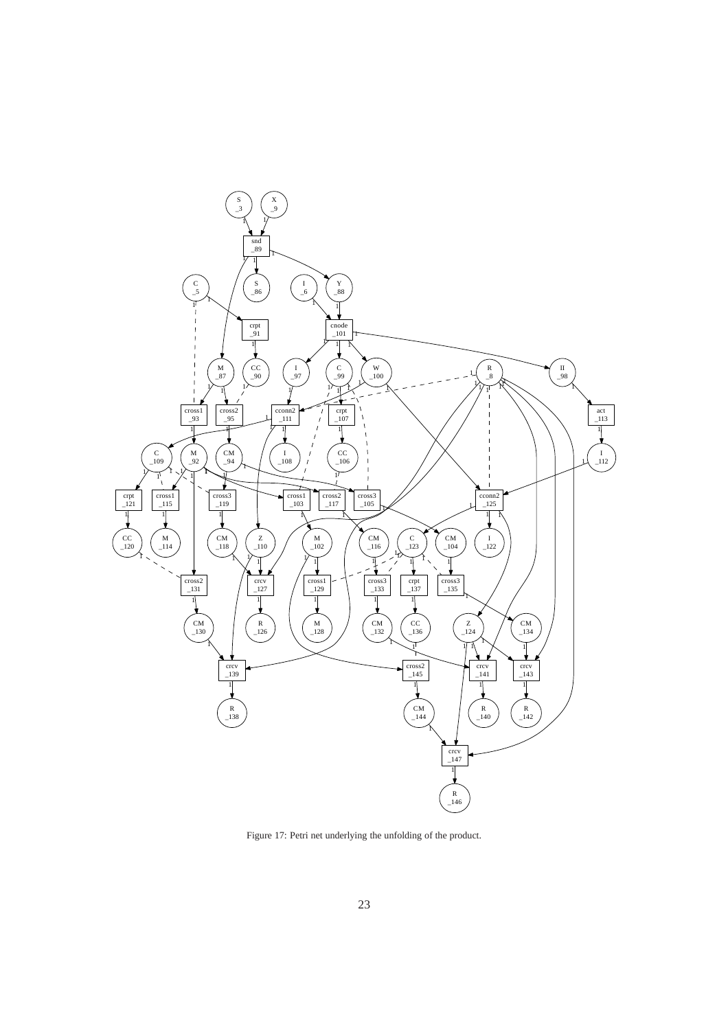Figure 17: Petri net underlying the unfolding of the product.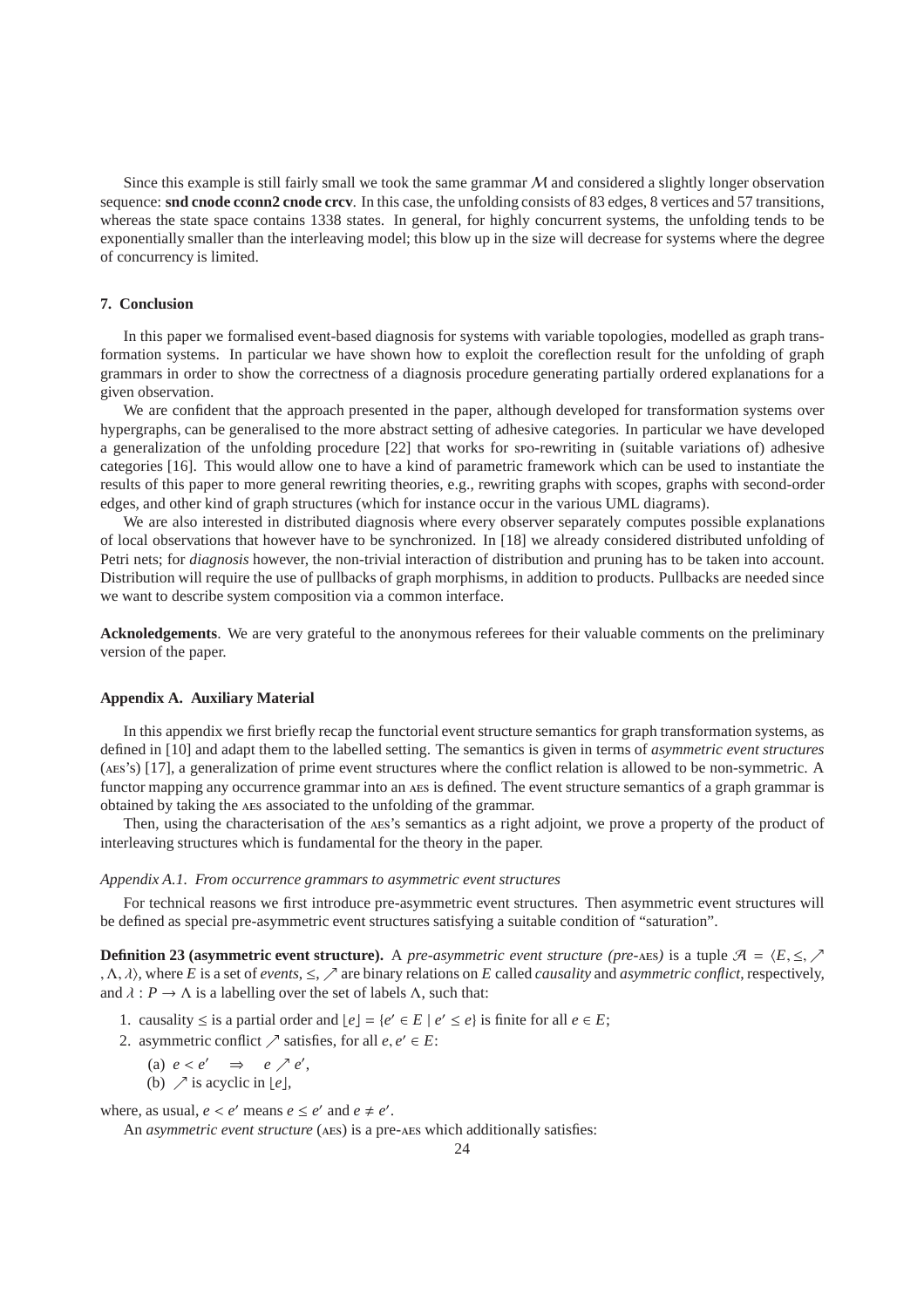Since this example is still fairly small we took the same grammar $\mathcal{M}$ and considered a slightly longer observation sequence: **snd cnode cconn2 cnode crcv**. In this case, the unfolding consists of 83 edges, 8 vertices and 57 transitions, whereas the state space contains 1338 states. In general, for highly concurrent systems, the unfolding tends to be exponentially smaller than the interleaving model; this blow up in the size will decrease for systems where the degree of concurrency is limited.

## 7. Conclusion

In this paper we formalised event-based diagnosis for systems with variable topologies, modelled as graph transformation systems. In particular we have shown how to exploit the coreflection result for the unfolding of graph grammars in order to show the correctness of a diagnosis procedure generating partially ordered explanations for a given observation.

We are confident that the approach presented in the paper, although developed for transformation systems over hypergraphs, can be generalised to the more abstract setting of adhesive categories. In particular we have developed a generalization of the unfolding procedure [22] that works for SPO-rewriting in (suitable variations of) adhesive categories [16]. This would allow one to have a kind of parametric framework which can be used to instantiate the results of this paper to more general rewriting theories, e.g., rewriting graphs with scopes, graphs with second-order edges, and other kind of graph structures (which for instance occur in the various UML diagrams).

We are also interested in distributed diagnosis where every observer separately computes possible explanations of local observations that however have to be synchronized. In [18] we already considered distributed unfolding of Petri nets; for *diagnosis* however, the non-trivial interaction of distribution and pruning has to be taken into account. Distribution will require the use of pullbacks of graph morphisms, in addition to products. Pullbacks are needed since we want to describe system composition via a common interface.

**Acknoledgements**. We are very grateful to the anonymous referees for their valuable comments on the preliminary version of the paper.

## Appendix A. Auxiliary Material

In this appendix we first briefly recap the functorial event structure semantics for graph transformation systems, as defined in [10] and adapt them to the labelled setting. The semantics is given in terms of *asymmetric event structures* (AES's) [17], a generalization of prime event structures where the conflict relation is allowed to be non-symmetric. A functor mapping any occurrence grammar into an AES is defined. The event structure semantics of a graph grammar is obtained by taking the AES associated to the unfolding of the grammar.

Then, using the characterisation of the AES's semantics as a right adjoint, we prove a property of the product of interleaving structures which is fundamental for the theory in the paper.

### *Appendix A.1. From occurrence grammars to asymmetric event structures*

For technical reasons we first introduce pre-asymmetric event structures. Then asymmetric event structures will be defined as special pre-asymmetric event structures satisfying a suitable condition of "saturation".

**Definition 23 (asymmetric event structure).** A *pre-asymmetric event structure (pre-AES)* is a tuple $\mathcal{A} = \langle E, \leq, \nearrow, \Lambda, \lambda \rangle$, where $E$ is a set of *events*, $\leq$, $\nearrow$ are binary relations on $E$ called *causality* and *asymmetric conflict*, respectively, and $\lambda : P \to \Lambda$ is a labelling over the set of labels $\Lambda$, such that:

1. causality $\leq$ is a partial order and $\lfloor e \rfloor = \{e' \in E \mid e' \leq e\}$ is finite for all $e \in E$;
2. asymmetric conflict $\nearrow$ satisfies, for all $e, e' \in E$:
   (a) $e < e' \quad \Rightarrow \quad e \nearrow e'$,
   (b) $\nearrow$ is acyclic in $\lfloor e \rfloor$,

where, as usual, $e < e'$ means $e \leq e'$ and $e \neq e'$.

An *asymmetric event structure* (AES) is a pre-AES which additionally satisfies: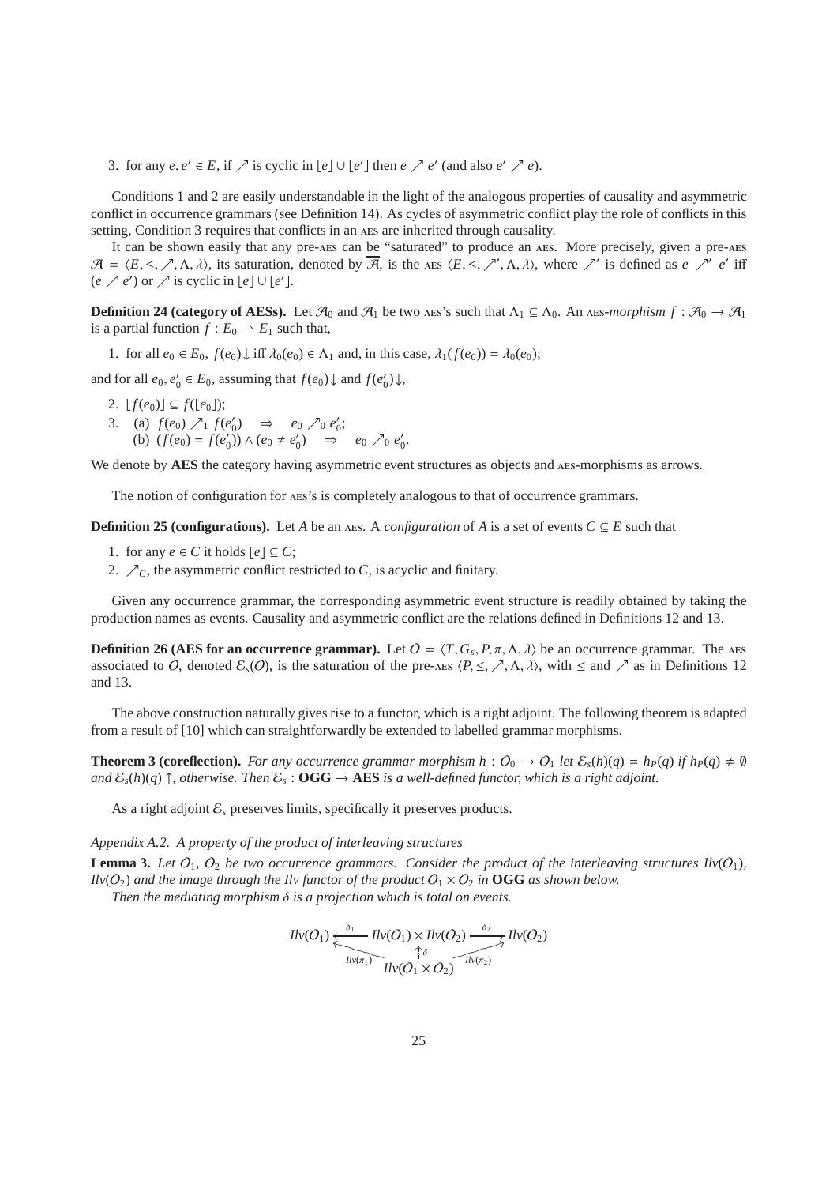3. for any $e, e' \in E$, if $\nearrow$ is cyclic in $\lfloor e \rfloor \cup \lfloor e' \rfloor$ then $e \nearrow e'$ (and also $e' \nearrow e$).

Conditions 1 and 2 are easily understandable in the light of the analogous properties of causality and asymmetric conflict in occurrence grammars (see Definition 14). As cycles of asymmetric conflict play the role of conflicts in this setting, Condition 3 requires that conflicts in an AES are inherited through causality.

It can be shown easily that any pre-AES can be "saturated" to produce an AES. More precisely, given a pre-AES $\mathcal{A} = \langle E, \leq, \nearrow, \Lambda, \lambda \rangle$, its saturation, denoted by $\overline{\mathcal{A}}$, is the AES $\langle E, \leq, \nearrow', \Lambda, \lambda \rangle$, where $\nearrow'$ is defined as $e \nearrow' e'$ iff $(e \nearrow e')$ or $\nearrow$ is cyclic in $\lfloor e \rfloor \cup \lfloor e' \rfloor$.

**Definition 24 (category of AESs).** Let $\mathcal{A}_0$ and $\mathcal{A}_1$ be two AES's such that $\Lambda_1 \subseteq \Lambda_0$. An AES-*morphism* $f : \mathcal{A}_0 \to \mathcal{A}_1$ is a partial function $f : E_0 \rightharpoonup E_1$ such that,

1. for all $e_0 \in E_0$, $f(e_0)\downarrow$ iff $\lambda_0(e_0) \in \Lambda_1$ and, in this case, $\lambda_1(f(e_0)) = \lambda_0(e_0)$;

and for all $e_0, e_0' \in E_0$, assuming that $f(e_0)\downarrow$ and $f(e_0')\downarrow$,

2. $\lfloor f(e_0) \rfloor \subseteq f(\lfloor e_0 \rfloor)$;
3. (a) $f(e_0) \nearrow_1 f(e_0') \quad \Rightarrow \quad e_0 \nearrow_0 e_0'$;
   (b) $(f(e_0) = f(e_0')) \wedge (e_0 \neq e_0') \quad \Rightarrow \quad e_0 \nearrow_0 e_0'$.

We denote by **AES** the category having asymmetric event structures as objects and AES-morphisms as arrows.

The notion of configuration for AES's is completely analogous to that of occurrence grammars.

**Definition 25 (configurations).** Let $A$ be an AES. A *configuration* of $A$ is a set of events $C \subseteq E$ such that

1. for any $e \in C$ it holds $\lfloor e \rfloor \subseteq C$;
2. $\nearrow_C$, the asymmetric conflict restricted to $C$, is acyclic and finitary.

Given any occurrence grammar, the corresponding asymmetric event structure is readily obtained by taking the production names as events. Causality and asymmetric conflict are the relations defined in Definitions 12 and 13.

**Definition 26 (AES for an occurrence grammar).** Let $O = \langle T, G_s, P, \pi, \Lambda, \lambda \rangle$ be an occurrence grammar. The AES associated to $O$, denoted $\mathcal{E}_s(O)$, is the saturation of the pre-AES $\langle P, \leq, \nearrow, \Lambda, \lambda \rangle$, with $\leq$ and $\nearrow$ as in Definitions 12 and 13.

The above construction naturally gives rise to a functor, which is a right adjoint. The following theorem is adapted from a result of [10] which can straightforwardly be extended to labelled grammar morphisms.

**Theorem 3 (coreflection).** *For any occurrence grammar morphism $h : O_0 \to O_1$ let $\mathcal{E}_s(h)(q) = h_P(q)$ if $h_P(q) \neq \emptyset$ and $\mathcal{E}_s(h)(q)\uparrow$, otherwise. Then $\mathcal{E}_s :$ **OGG** $\to$ **AES** is a well-defined functor, which is a right adjoint.*

As a right adjoint $\mathcal{E}_s$ preserves limits, specifically it preserves products.

*Appendix A.2. A property of the product of interleaving structures*

**Lemma 3.** *Let $O_1$, $O_2$ be two occurrence grammars. Consider the product of the interleaving structures $Ilv(O_1)$, $Ilv(O_2)$ and the image through the Ilv functor of the product $O_1 \times O_2$ in* **OGG** *as shown below.*

*Then the mediating morphism $\delta$ is a projection which is total on events.*

$$
\begin{array}{ccccc}
Ilv(O_1) & \xleftarrow{\delta_1} & Ilv(O_1) \times Ilv(O_2) & \xrightarrow{\delta_2} & Ilv(O_2) \\
 & {\scriptstyle Ilv(\pi_1)} \nwarrow & \uparrow \delta & \nearrow {\scriptstyle Ilv(\pi_2)} & \\
 & & Ilv(O_1 \times O_2) & &
\end{array}
$$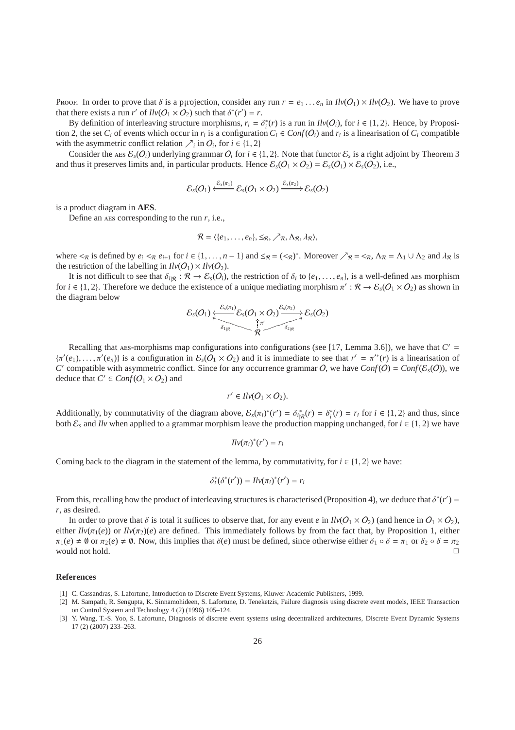Proof. In order to prove that $\delta$ is a p¡rojection, consider any run $r = e_1 \ldots e_n$ in $Ilv(O_1) \times Ilv(O_2)$. We have to prove that there exists a run $r'$ of $Ilv(O_1 \times O_2)$ such that $\delta^*(r') = r$.

By definition of interleaving structure morphisms, $r_i = \delta_i^*(r)$ is a run in $Ilv(O_i)$, for $i \in \{1, 2\}$. Hence, by Proposition 2, the set $C_i$ of events which occur in $r_i$ is a configuration $C_i \in Conf(O_i)$ and $r_i$ is a linearisation of $C_i$ compatible with the asymmetric conflict relation $\nearrow_i$ in $O_i$, for $i \in \{1, 2\}$

Consider the AES $\mathcal{E}_s(O_i)$ underlying grammar $O_i$ for $i \in \{1, 2\}$. Note that functor $\mathcal{E}_s$ is a right adjoint by Theorem 3 and thus it preserves limits and, in particular products. Hence $\mathcal{E}_s(O_1 \times O_2) = \mathcal{E}_s(O_1) \times \mathcal{E}_s(O_2)$, i.e.,

$$\mathcal{E}_s(O_1) \xleftarrow{\mathcal{E}_s(\pi_1)} \mathcal{E}_s(O_1 \times O_2) \xrightarrow{\mathcal{E}_s(\pi_2)} \mathcal{E}_s(O_2)$$

is a product diagram in **AES**.

Define an AES corresponding to the run $r$, i.e.,

$$\mathcal{R} = \langle \{e_1, \ldots, e_n\}, \leq_{\mathcal{R}}, \nearrow_{\mathcal{R}}, \Lambda_{\mathcal{R}}, \lambda_{\mathcal{R}} \rangle,$$

where $<_{\mathcal{R}}$ is defined by $e_i <_{\mathcal{R}} e_{i+1}$ for $i \in \{1, \ldots, n-1\}$ and $\leq_{\mathcal{R}} = (<_{\mathcal{R}})^*$. Moreover $\nearrow_{\mathcal{R}} = <_{\mathcal{R}}$, $\Lambda_{\mathcal{R}} = \Lambda_1 \cup \Lambda_2$ and $\lambda_{\mathcal{R}}$ is the restriction of the labelling in $Ilv(O_1) \times Ilv(O_2)$.

It is not difficult to see that $\delta_{i|\mathcal{R}} : \mathcal{R} \to \mathcal{E}_s(O_i)$, the restriction of $\delta_i$ to $\{e_1, \ldots, e_n\}$, is a well-defined AES morphism for $i \in \{1, 2\}$. Therefore we deduce the existence of a unique mediating morphism $\pi' : \mathcal{R} \to \mathcal{E}_s(O_1 \times O_2)$ as shown in the diagram below

$$\begin{array}{ccccc} \mathcal{E}_s(O_1) & \xleftarrow{\mathcal{E}_s(\pi_1)} & \mathcal{E}_s(O_1 \times O_2) & \xrightarrow{\mathcal{E}_s(\pi_2)} & \mathcal{E}_s(O_2) \\ & \nwarrow_{\delta_{1|\mathcal{R}}} & \uparrow \pi' & \nearrow_{\delta_{2|\mathcal{R}}} & \\ & & \mathcal{R} & & \end{array}$$

Recalling that AES-morphisms map configurations into configurations (see [17, Lemma 3.6]), we have that $C' = \{\pi'(e_1), \ldots, \pi'(e_n)\}$ is a configuration in $\mathcal{E}_s(O_1 \times O_2)$ and it is immediate to see that $r' = \pi'^*(r)$ is a linearisation of $C'$ compatible with asymmetric conflict. Since for any occurrence grammar $O$, we have $Conf(O) = Conf(\mathcal{E}_s(O))$, we deduce that $C' \in Conf(O_1 \times O_2)$ and

$$r' \in Ilv(O_1 \times O_2).$$

Additionally, by commutativity of the diagram above, $\mathcal{E}_s(\pi_i)^*(r') = \delta_{i|\mathcal{R}}^*(r) = \delta_i^*(r) = r_i$ for $i \in \{1, 2\}$ and thus, since both $\mathcal{E}_s$ and $Ilv$ when applied to a grammar morphism leave the production mapping unchanged, for $i \in \{1, 2\}$ we have

$$Ilv(\pi_i)^*(r') = r_i$$

Coming back to the diagram in the statement of the lemma, by commutativity, for $i \in \{1, 2\}$ we have:

$$\delta_i^*(\delta^*(r')) = Ilv(\pi_i)^*(r') = r_i$$

From this, recalling how the product of interleaving structures is characterised (Proposition 4), we deduce that $\delta^*(r') = r$, as desired.

In order to prove that $\delta$ is total it suffices to observe that, for any event $e$ in $Ilv(O_1 \times O_2)$ (and hence in $O_1 \times O_2$), either $Ilv(\pi_1(e))$ or $Ilv(\pi_2)(e)$ are defined. This immediately follows by from the fact that, by Proposition 1, either $\pi_1(e) \neq \emptyset$ or $\pi_2(e) \neq \emptyset$. Now, this implies that $\delta(e)$ must be defined, since otherwise either $\delta_1 \circ \delta = \pi_1$ or $\delta_2 \circ \delta = \pi_2$ would not hold. □

## References

[1] C. Cassandras, S. Lafortune, Introduction to Discrete Event Systems, Kluwer Academic Publishers, 1999.

[2] M. Sampath, R. Sengupta, K. Sinnamohideen, S. Lafortune, D. Teneketzis, Failure diagnosis using discrete event models, IEEE Transaction on Control System and Technology 4 (2) (1996) 105–124.

[3] Y. Wang, T.-S. Yoo, S. Lafortune, Diagnosis of discrete event systems using decentralized architectures, Discrete Event Dynamic Systems 17 (2) (2007) 233–263.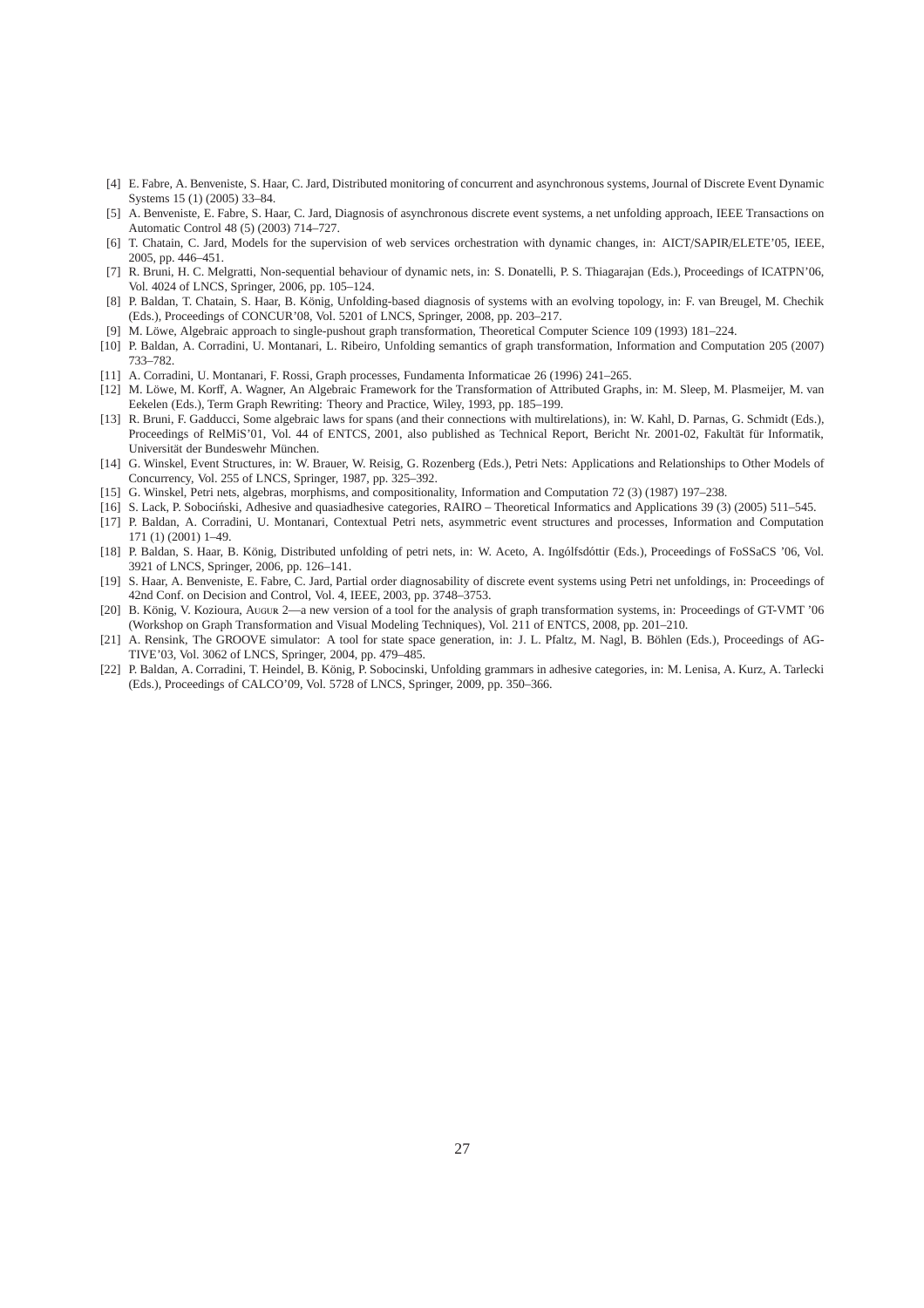[4] E. Fabre, A. Benveniste, S. Haar, C. Jard, Distributed monitoring of concurrent and asynchronous systems, Journal of Discrete Event Dynamic Systems 15 (1) (2005) 33–84.

[5] A. Benveniste, E. Fabre, S. Haar, C. Jard, Diagnosis of asynchronous discrete event systems, a net unfolding approach, IEEE Transactions on Automatic Control 48 (5) (2003) 714–727.

[6] T. Chatain, C. Jard, Models for the supervision of web services orchestration with dynamic changes, in: AICT/SAPIR/ELETE'05, IEEE, 2005, pp. 446–451.

[7] R. Bruni, H. C. Melgratti, Non-sequential behaviour of dynamic nets, in: S. Donatelli, P. S. Thiagarajan (Eds.), Proceedings of ICATPN'06, Vol. 4024 of LNCS, Springer, 2006, pp. 105–124.

[8] P. Baldan, T. Chatain, S. Haar, B. König, Unfolding-based diagnosis of systems with an evolving topology, in: F. van Breugel, M. Chechik (Eds.), Proceedings of CONCUR'08, Vol. 5201 of LNCS, Springer, 2008, pp. 203–217.

[9] M. Löwe, Algebraic approach to single-pushout graph transformation, Theoretical Computer Science 109 (1993) 181–224.

[10] P. Baldan, A. Corradini, U. Montanari, L. Ribeiro, Unfolding semantics of graph transformation, Information and Computation 205 (2007) 733–782.

[11] A. Corradini, U. Montanari, F. Rossi, Graph processes, Fundamenta Informaticae 26 (1996) 241–265.

[12] M. Löwe, M. Korff, A. Wagner, An Algebraic Framework for the Transformation of Attributed Graphs, in: M. Sleep, M. Plasmeijer, M. van Eekelen (Eds.), Term Graph Rewriting: Theory and Practice, Wiley, 1993, pp. 185–199.

[13] R. Bruni, F. Gadducci, Some algebraic laws for spans (and their connections with multirelations), in: W. Kahl, D. Parnas, G. Schmidt (Eds.), Proceedings of RelMiS'01, Vol. 44 of ENTCS, 2001, also published as Technical Report, Bericht Nr. 2001-02, Fakultät für Informatik, Universität der Bundeswehr München.

[14] G. Winskel, Event Structures, in: W. Brauer, W. Reisig, G. Rozenberg (Eds.), Petri Nets: Applications and Relationships to Other Models of Concurrency, Vol. 255 of LNCS, Springer, 1987, pp. 325–392.

[15] G. Winskel, Petri nets, algebras, morphisms, and compositionality, Information and Computation 72 (3) (1987) 197–238.

[16] S. Lack, P. Sobociński, Adhesive and quasiadhesive categories, RAIRO – Theoretical Informatics and Applications 39 (3) (2005) 511–545.

[17] P. Baldan, A. Corradini, U. Montanari, Contextual Petri nets, asymmetric event structures and processes, Information and Computation 171 (1) (2001) 1–49.

[18] P. Baldan, S. Haar, B. König, Distributed unfolding of petri nets, in: W. Aceto, A. Ingólfsdóttir (Eds.), Proceedings of FoSSaCS '06, Vol. 3921 of LNCS, Springer, 2006, pp. 126–141.

[19] S. Haar, A. Benveniste, E. Fabre, C. Jard, Partial order diagnosability of discrete event systems using Petri net unfoldings, in: Proceedings of 42nd Conf. on Decision and Control, Vol. 4, IEEE, 2003, pp. 3748–3753.

[20] B. König, V. Kozioura, Augur 2—a new version of a tool for the analysis of graph transformation systems, in: Proceedings of GT-VMT '06 (Workshop on Graph Transformation and Visual Modeling Techniques), Vol. 211 of ENTCS, 2008, pp. 201–210.

[21] A. Rensink, The GROOVE simulator: A tool for state space generation, in: J. L. Pfaltz, M. Nagl, B. Böhlen (Eds.), Proceedings of AGTIVE'03, Vol. 3062 of LNCS, Springer, 2004, pp. 479–485.

[22] P. Baldan, A. Corradini, T. Heindel, B. König, P. Sobocinski, Unfolding grammars in adhesive categories, in: M. Lenisa, A. Kurz, A. Tarlecki (Eds.), Proceedings of CALCO'09, Vol. 5728 of LNCS, Springer, 2009, pp. 350–366.